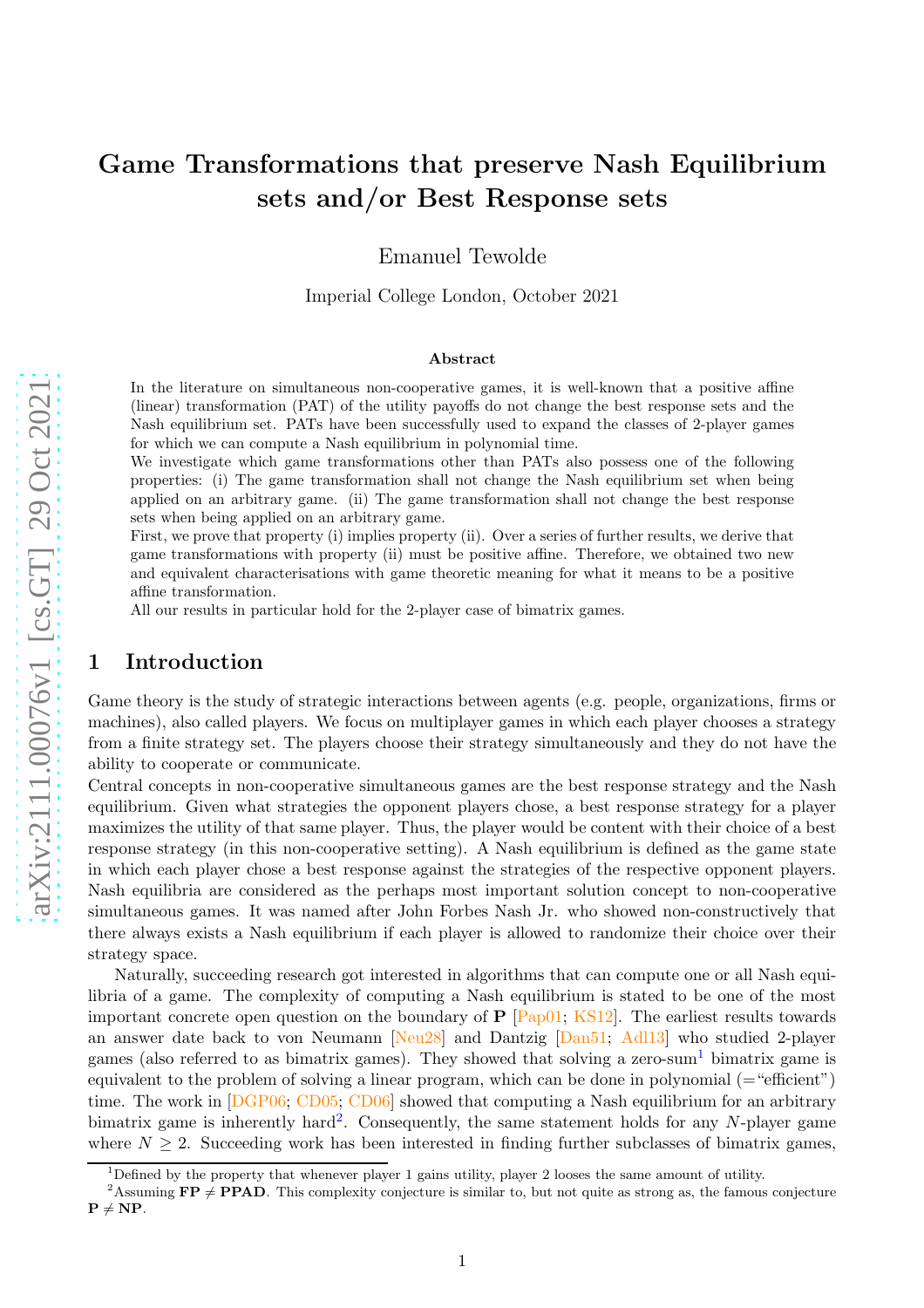# Game Transformations that preserve Nash Equilibrium sets and/or Best Response sets

Emanuel Tewolde

Imperial College London, October 2021

### Abstract

In the literature on simultaneous non-cooperative games, it is well-known that a positive affine (linear) transformation (PAT) of the utility payoffs do not change the best response sets and the Nash equilibrium set. PATs have been successfully used to expand the classes of 2-player games for which we can compute a Nash equilibrium in polynomial time.

We investigate which game transformations other than PATs also possess one of the following properties: (i) The game transformation shall not change the Nash equilibrium set when being applied on an arbitrary game. (ii) The game transformation shall not change the best response sets when being applied on an arbitrary game.

First, we prove that property (i) implies property (ii). Over a series of further results, we derive that game transformations with property (ii) must be positive affine. Therefore, we obtained two new and equivalent characterisations with game theoretic meaning for what it means to be a positive affine transformation.

All our results in particular hold for the 2-player case of bimatrix games.

## 1 Introduction

Game theory is the study of strategic interactions between agents (e.g. people, organizations, firms or machines), also called players. We focus on multiplayer games in which each player chooses a strategy from a finite strategy set. The players choose their strategy simultaneously and they do not have the ability to cooperate or communicate.

Central concepts in non-cooperative simultaneous games are the best response strategy and the Nash equilibrium. Given what strategies the opponent players chose, a best response strategy for a player maximizes the utility of that same player. Thus, the player would be content with their choice of a best response strategy (in this non-cooperative setting). A Nash equilibrium is defined as the game state in which each player chose a best response against the strategies of the respective opponent players. Nash equilibria are considered as the perhaps most important solution concept to non-cooperative simultaneous games. It was named after John Forbes Nash Jr. who showed non-constructively that there always exists a Nash equilibrium if each player is allowed to randomize their choice over their strategy space.

Naturally, succeeding research got interested in algorithms that can compute one or all Nash equilibria of a game. The complexity of computing a Nash equilibrium is stated to be one of the most important concrete open question on the boundary of **P** [Pap01; KS12]. The earliest results towards an answer date back to von Neumann [Neu28] and Dantzig [Dan51; Adl13] who studied 2-player games (also referred to as bimatrix games). They showed that solving a zero-sum[1] bimatrix game is equivalent to the problem of solving a linear program, which can be done in polynomial (="efficient") time. The work in [DGP06; CD05; CD06] showed that computing a Nash equilibrium for an arbitrary bimatrix game is inherently hard[2]. Consequently, the same statement holds for any $N$-player game where $N \geq 2$. Succeeding work has been interested in finding further subclasses of bimatrix games,

[1] Defined by the property that whenever player 1 gains utility, player 2 looses the same amount of utility.

[2] Assuming **FP** $\neq$ **PPAD**. This complexity conjecture is similar to, but not quite as strong as, the famous conjecture **P** $\neq$ **NP**.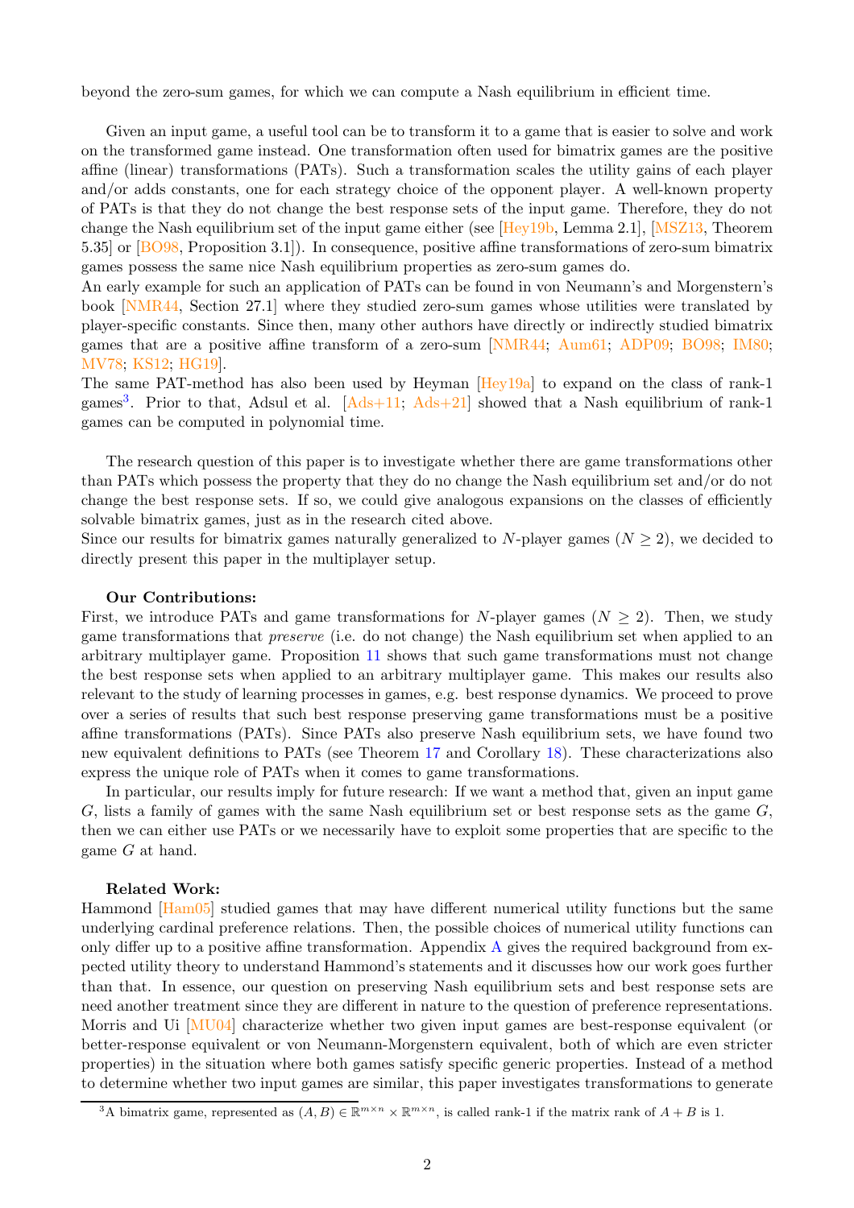beyond the zero-sum games, for which we can compute a Nash equilibrium in efficient time.

Given an input game, a useful tool can be to transform it to a game that is easier to solve and work on the transformed game instead. One transformation often used for bimatrix games are the positive affine (linear) transformations (PATs). Such a transformation scales the utility gains of each player and/or adds constants, one for each strategy choice of the opponent player. A well-known property of PATs is that they do not change the best response sets of the input game. Therefore, they do not change the Nash equilibrium set of the input game either (see [Hey19b, Lemma 2.1], [MSZ13, Theorem 5.35] or [BO98, Proposition 3.1]). In consequence, positive affine transformations of zero-sum bimatrix games possess the same nice Nash equilibrium properties as zero-sum games do.
An early example for such an application of PATs can be found in von Neumann's and Morgenstern's book [NMR44, Section 27.1] where they studied zero-sum games whose utilities were translated by player-specific constants. Since then, many other authors have directly or indirectly studied bimatrix games that are a positive affine transform of a zero-sum [NMR44; Aum61; ADP09; BO98; IM80; MV78; KS12; HG19].
The same PAT-method has also been used by Heyman [Hey19a] to expand on the class of rank-1 games[3]. Prior to that, Adsul et al. [Ads+11; Ads+21] showed that a Nash equilibrium of rank-1 games can be computed in polynomial time.

The research question of this paper is to investigate whether there are game transformations other than PATs which possess the property that they do no change the Nash equilibrium set and/or do not change the best response sets. If so, we could give analogous expansions on the classes of efficiently solvable bimatrix games, just as in the research cited above.
Since our results for bimatrix games naturally generalized to $N$-player games ($N \geq 2$), we decided to directly present this paper in the multiplayer setup.

**Our Contributions:**
First, we introduce PATs and game transformations for $N$-player games ($N \geq 2$). Then, we study game transformations that *preserve* (i.e. do not change) the Nash equilibrium set when applied to an arbitrary multiplayer game. Proposition 11 shows that such game transformations must not change the best response sets when applied to an arbitrary multiplayer game. This makes our results also relevant to the study of learning processes in games, e.g. best response dynamics. We proceed to prove over a series of results that such best response preserving game transformations must be a positive affine transformations (PATs). Since PATs also preserve Nash equilibrium sets, we have found two new equivalent definitions to PATs (see Theorem 17 and Corollary 18). These characterizations also express the unique role of PATs when it comes to game transformations.

In particular, our results imply for future research: If we want a method that, given an input game $G$, lists a family of games with the same Nash equilibrium set or best response sets as the game $G$, then we can either use PATs or we necessarily have to exploit some properties that are specific to the game $G$ at hand.

**Related Work:**
Hammond [Ham05] studied games that may have different numerical utility functions but the same underlying cardinal preference relations. Then, the possible choices of numerical utility functions can only differ up to a positive affine transformation. Appendix A gives the required background from expected utility theory to understand Hammond's statements and it discusses how our work goes further than that. In essence, our question on preserving Nash equilibrium sets and best response sets are need another treatment since they are different in nature to the question of preference representations. Morris and Ui [MU04] characterize whether two given input games are best-response equivalent (or better-response equivalent or von Neumann-Morgenstern equivalent, both of which are even stricter properties) in the situation where both games satisfy specific generic properties. Instead of a method to determine whether two input games are similar, this paper investigates transformations to generate

[3] A bimatrix game, represented as $(A, B) \in \mathbb{R}^{m \times n} \times \mathbb{R}^{m \times n}$, is called rank-1 if the matrix rank of $A + B$ is 1.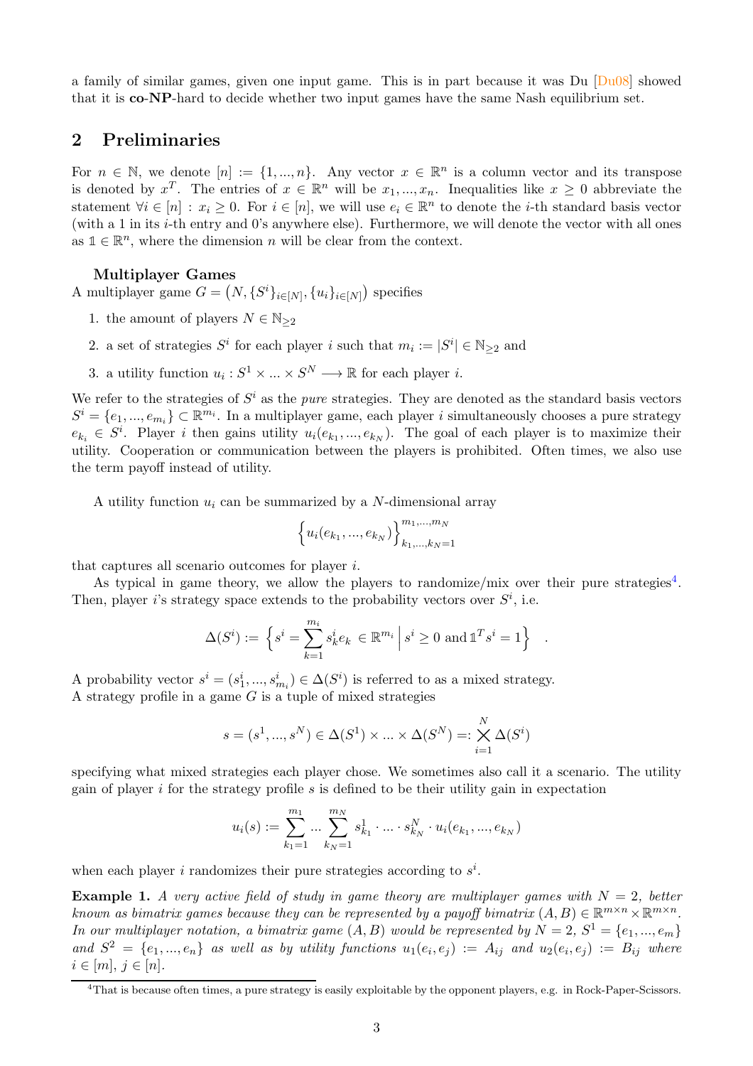a family of similar games, given one input game. This is in part because it was Du [Du08] showed that it is **co-NP**-hard to decide whether two input games have the same Nash equilibrium set.

## 2 Preliminaries

For $n \in \mathbb{N}$, we denote $[n] := \{1, ..., n\}$. Any vector $x \in \mathbb{R}^n$ is a column vector and its transpose is denoted by $x^T$. The entries of $x \in \mathbb{R}^n$ will be $x_1, ..., x_n$. Inequalities like $x \geq 0$ abbreviate the statement $\forall i \in [n] : x_i \geq 0$. For $i \in [n]$, we will use $e_i \in \mathbb{R}^n$ to denote the $i$-th standard basis vector (with a 1 in its $i$-th entry and 0's anywhere else). Furthermore, we will denote the vector with all ones as $\mathbb{1} \in \mathbb{R}^n$, where the dimension $n$ will be clear from the context.

### Multiplayer Games

A multiplayer game $G = \left(N, \{S^i\}_{i\in[N]}, \{u_i\}_{i\in[N]}\right)$ specifies

1. the amount of players $N \in \mathbb{N}_{\geq 2}$
2. a set of strategies $S^i$ for each player $i$ such that $m_i := |S^i| \in \mathbb{N}_{\geq 2}$ and
3. a utility function $u_i : S^1 \times ... \times S^N \longrightarrow \mathbb{R}$ for each player $i$.

We refer to the strategies of $S^i$ as the *pure* strategies. They are denoted as the standard basis vectors $S^i = \{e_1, ..., e_{m_i}\} \subset \mathbb{R}^{m_i}$. In a multiplayer game, each player $i$ simultaneously chooses a pure strategy $e_{k_i} \in S^i$. Player $i$ then gains utility $u_i(e_{k_1}, ..., e_{k_N})$. The goal of each player is to maximize their utility. Cooperation or communication between the players is prohibited. Often times, we also use the term payoff instead of utility.

A utility function $u_i$ can be summarized by a $N$-dimensional array

$$\left\{u_i(e_{k_1}, ..., e_{k_N})\right\}_{k_1,...,k_N=1}^{m_1,...,m_N}$$

that captures all scenario outcomes for player $i$.

As typical in game theory, we allow the players to randomize/mix over their pure strategies[4]. Then, player $i$'s strategy space extends to the probability vectors over $S^i$, i.e.

$$\Delta(S^i) := \left\{ s^i = \sum_{k=1}^{m_i} s^i_k e_k \in \mathbb{R}^{m_i} \,\middle|\, s^i \geq 0 \text{ and } \mathbb{1}^T s^i = 1 \right\} .$$

A probability vector $s^i = (s^i_1, ..., s^i_{m_i}) \in \Delta(S^i)$ is referred to as a mixed strategy.
A strategy profile in a game $G$ is a tuple of mixed strategies

$$s = (s^1, ..., s^N) \in \Delta(S^1) \times ... \times \Delta(S^N) =: \bigtimes_{i=1}^{N} \Delta(S^i)$$

specifying what mixed strategies each player chose. We sometimes also call it a scenario. The utility gain of player $i$ for the strategy profile $s$ is defined to be their utility gain in expectation

$$u_i(s) := \sum_{k_1=1}^{m_1} ... \sum_{k_N=1}^{m_N} s^1_{k_1} \cdot ... \cdot s^N_{k_N} \cdot u_i(e_{k_1}, ..., e_{k_N})$$

when each player $i$ randomizes their pure strategies according to $s^i$.

**Example 1.** *A very active field of study in game theory are multiplayer games with $N = 2$, better known as bimatrix games because they can be represented by a payoff bimatrix $(A, B) \in \mathbb{R}^{m\times n} \times \mathbb{R}^{m\times n}$. In our multiplayer notation, a bimatrix game $(A, B)$ would be represented by $N = 2$, $S^1 = \{e_1, ..., e_m\}$ and $S^2 = \{e_1, ..., e_n\}$ as well as by utility functions $u_1(e_i, e_j) := A_{ij}$ and $u_2(e_i, e_j) := B_{ij}$ where $i \in [m]$, $j \in [n]$.*

[4] That is because often times, a pure strategy is easily exploitable by the opponent players, e.g. in Rock-Paper-Scissors.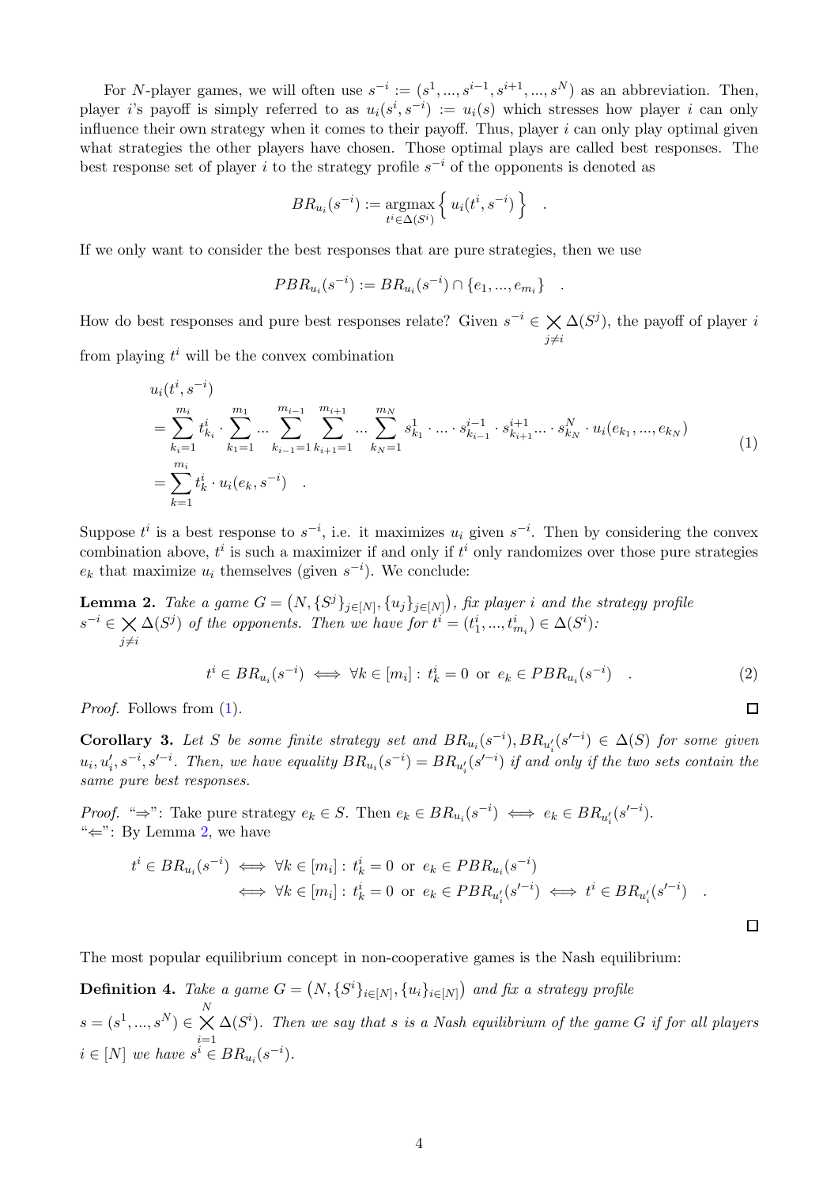For $N$-player games, we will often use $s^{-i} := (s^1, ..., s^{i-1}, s^{i+1}, ..., s^N)$ as an abbreviation. Then, player $i$'s payoff is simply referred to as $u_i(s^i, s^{-i}) := u_i(s)$ which stresses how player $i$ can only influence their own strategy when it comes to their payoff. Thus, player $i$ can only play optimal given what strategies the other players have chosen. Those optimal plays are called best responses. The best response set of player $i$ to the strategy profile $s^{-i}$ of the opponents is denoted as

$$BR_{u_i}(s^{-i}) := \underset{t^i \in \Delta(S^i)}{\operatorname{argmax}} \Big\{ \, u_i(t^i, s^{-i}) \, \Big\} \quad .$$

If we only want to consider the best responses that are pure strategies, then we use

$$PBR_{u_i}(s^{-i}) := BR_{u_i}(s^{-i}) \cap \{e_1, ..., e_{m_i}\} \quad .$$

How do best responses and pure best responses relate? Given $s^{-i} \in \bigtimes_{j \neq i} \Delta(S^j)$, the payoff of player $i$ from playing $t^i$ will be the convex combination

$$\begin{aligned} & u_i(t^i, s^{-i}) \\ & = \sum_{k_i=1}^{m_i} t^i_{k_i} \cdot \sum_{k_1=1}^{m_1} ... \sum_{k_{i-1}=1}^{m_{i-1}} \sum_{k_{i+1}=1}^{m_{i+1}} ... \sum_{k_N=1}^{m_N} s^1_{k_1} \cdot ... \cdot s^{i-1}_{k_{i-1}} \cdot s^{i+1}_{k_{i+1}} ... \cdot s^N_{k_N} \cdot u_i(e_{k_1}, ..., e_{k_N}) \\ & = \sum_{k=1}^{m_i} t^i_k \cdot u_i(e_k, s^{-i}) \quad . \end{aligned} \tag{1}$$

Suppose $t^i$ is a best response to $s^{-i}$, i.e. it maximizes $u_i$ given $s^{-i}$. Then by considering the convex combination above, $t^i$ is such a maximizer if and only if $t^i$ only randomizes over those pure strategies $e_k$ that maximize $u_i$ themselves (given $s^{-i}$). We conclude:

**Lemma 2.** *Take a game $G = \big(N, \{S^j\}_{j \in [N]}, \{u_j\}_{j \in [N]}\big)$, fix player $i$ and the strategy profile $s^{-i} \in \bigtimes_{j \neq i} \Delta(S^j)$ of the opponents. Then we have for $t^i = (t^i_1, ..., t^i_{m_i}) \in \Delta(S^i)$:*

$$t^i \in BR_{u_i}(s^{-i}) \iff \forall k \in [m_i] : \, t^i_k = 0 \text{ or } e_k \in PBR_{u_i}(s^{-i}) \quad . \tag{2}$$

*Proof.* Follows from (1). ∎

**Corollary 3.** *Let $S$ be some finite strategy set and $BR_{u_i}(s^{-i}), BR_{u'_i}(s'^{-i}) \in \Delta(S)$ for some given $u_i, u'_i, s^{-i}, s'^{-i}$. Then, we have equality $BR_{u_i}(s^{-i}) = BR_{u'_i}(s'^{-i})$ if and only if the two sets contain the same pure best responses.*

*Proof.* "$\Rightarrow$": Take pure strategy $e_k \in S$. Then $e_k \in BR_{u_i}(s^{-i}) \iff e_k \in BR_{u'_i}(s'^{-i})$.
"$\Leftarrow$": By Lemma 2, we have

$$\begin{aligned} t^i \in BR_{u_i}(s^{-i}) & \iff \forall k \in [m_i] : \, t^i_k = 0 \text{ or } e_k \in PBR_{u_i}(s^{-i}) \\ & \iff \forall k \in [m_i] : \, t^i_k = 0 \text{ or } e_k \in PBR_{u'_i}(s'^{-i}) \iff t^i \in BR_{u'_i}(s'^{-i}) \quad . \end{aligned}$$

∎

The most popular equilibrium concept in non-cooperative games is the Nash equilibrium:

**Definition 4.** *Take a game $G = \big(N, \{S^i\}_{i \in [N]}, \{u_i\}_{i \in [N]}\big)$ and fix a strategy profile $s = (s^1, ..., s^N) \in \bigtimes_{i=1}^{N} \Delta(S^i)$. Then we say that $s$ is a Nash equilibrium of the game $G$ if for all players $i \in [N]$ we have $s^i \in BR_{u_i}(s^{-i})$.*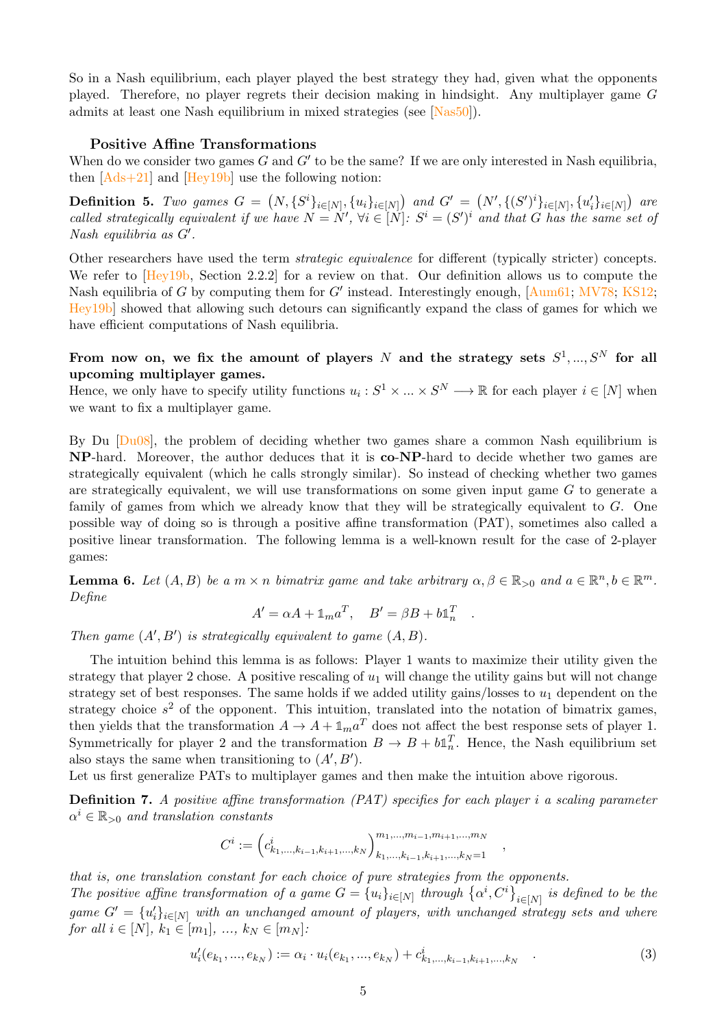So in a Nash equilibrium, each player played the best strategy they had, given what the opponents played. Therefore, no player regrets their decision making in hindsight. Any multiplayer game $G$ admits at least one Nash equilibrium in mixed strategies (see [Nas50]).

### Positive Affine Transformations

When do we consider two games $G$ and $G'$ to be the same? If we are only interested in Nash equilibria, then [Ads+21] and [Hey19b] use the following notion:

**Definition 5.** *Two games $G = \left(N, \{S^i\}_{i\in[N]}, \{u_i\}_{i\in[N]}\right)$ and $G' = \left(N', \{(S')^i\}_{i\in[N]}, \{u_i'\}_{i\in[N]}\right)$ are called strategically equivalent if we have $N = N'$, $\forall i \in [N]$: $S^i = (S')^i$ and that $G$ has the same set of Nash equilibria as $G'$.*

Other researchers have used the term *strategic equivalence* for different (typically stricter) concepts. We refer to [Hey19b, Section 2.2.2] for a review on that. Our definition allows us to compute the Nash equilibria of $G$ by computing them for $G'$ instead. Interestingly enough, [Aum61; MV78; KS12; Hey19b] showed that allowing such detours can significantly expand the class of games for which we have efficient computations of Nash equilibria.

**From now on, we fix the amount of players $N$ and the strategy sets $S^1, ..., S^N$ for all upcoming multiplayer games.**
Hence, we only have to specify utility functions $u_i : S^1 \times ... \times S^N \longrightarrow \mathbb{R}$ for each player $i \in [N]$ when we want to fix a multiplayer game.

By Du [Du08], the problem of deciding whether two games share a common Nash equilibrium is **NP**-hard. Moreover, the author deduces that it is **co-NP**-hard to decide whether two games are strategically equivalent (which he calls strongly similar). So instead of checking whether two games are strategically equivalent, we will use transformations on some given input game $G$ to generate a family of games from which we already know that they will be strategically equivalent to $G$. One possible way of doing so is through a positive affine transformation (PAT), sometimes also called a positive linear transformation. The following lemma is a well-known result for the case of 2-player games:

**Lemma 6.** *Let $(A, B)$ be a $m \times n$ bimatrix game and take arbitrary $\alpha, \beta \in \mathbb{R}_{>0}$ and $a \in \mathbb{R}^n, b \in \mathbb{R}^m$. Define*

$$A' = \alpha A + \mathbb{1}_m a^T, \quad B' = \beta B + b\mathbb{1}_n^T \quad .$$

*Then game $(A', B')$ is strategically equivalent to game $(A, B)$.*

The intuition behind this lemma is as follows: Player 1 wants to maximize their utility given the strategy that player 2 chose. A positive rescaling of $u_1$ will change the utility gains but will not change strategy set of best responses. The same holds if we added utility gains/losses to $u_1$ dependent on the strategy choice $s^2$ of the opponent. This intuition, translated into the notation of bimatrix games, then yields that the transformation $A \to A + \mathbb{1}_m a^T$ does not affect the best response sets of player 1. Symmetrically for player 2 and the transformation $B \to B + b\mathbb{1}_n^T$. Hence, the Nash equilibrium set also stays the same when transitioning to $(A', B')$.
Let us first generalize PATs to multiplayer games and then make the intuition above rigorous.

**Definition 7.** *A positive affine transformation (PAT) specifies for each player $i$ a scaling parameter $\alpha^i \in \mathbb{R}_{>0}$ and translation constants*

$$C^i := \left(c^i_{k_1,...,k_{i-1},k_{i+1},...,k_N}\right)^{m_1,...,m_{i-1},m_{i+1},...,m_N}_{k_1,...,k_{i-1},k_{i+1},...,k_N=1} \quad ,$$

*that is, one translation constant for each choice of pure strategies from the opponents.*
*The positive affine transformation of a game $G = \{u_i\}_{i\in[N]}$ through $\left\{\alpha^i, C^i\right\}_{i\in[N]}$ is defined to be the game $G' = \{u_i'\}_{i\in[N]}$ with an unchanged amount of players, with unchanged strategy sets and where for all $i \in [N]$, $k_1 \in [m_1]$, ..., $k_N \in [m_N]$:*

$$u_i'(e_{k_1}, ..., e_{k_N}) := \alpha_i \cdot u_i(e_{k_1}, ..., e_{k_N}) + c^i_{k_1,...,k_{i-1},k_{i+1},...,k_N} \quad . \tag{3}$$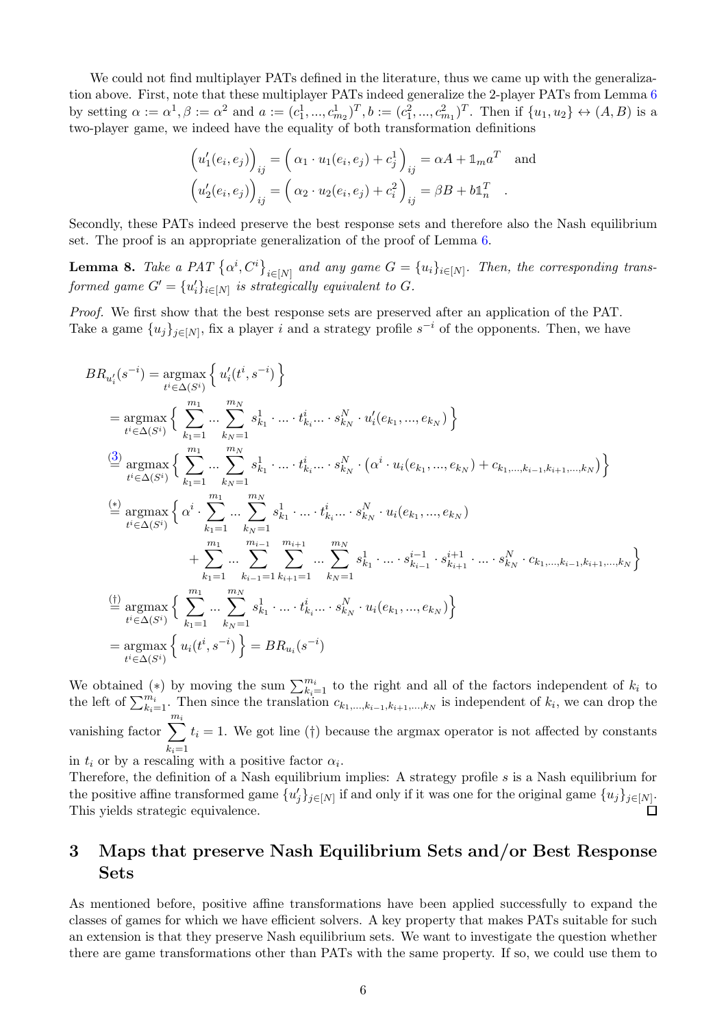We could not find multiplayer PATs defined in the literature, thus we came up with the generalization above. First, note that these multiplayer PATs indeed generalize the 2-player PATs from Lemma 6 by setting $\alpha := \alpha^1, \beta := \alpha^2$ and $a := (c^1_1, ..., c^1_{m_2})^T, b := (c^2_1, ..., c^2_{m_1})^T$. Then if $\{u_1, u_2\} \leftrightarrow (A, B)$ is a two-player game, we indeed have the equality of both transformation definitions

$$
\Big( u'_1(e_i, e_j) \Big)_{ij} = \Big( \alpha_1 \cdot u_1(e_i, e_j) + c^1_j \Big)_{ij} = \alpha A + \mathbb{1}_m a^T \quad \text{and}
$$
$$
\Big( u'_2(e_i, e_j) \Big)_{ij} = \Big( \alpha_2 \cdot u_2(e_i, e_j) + c^2_i \Big)_{ij} = \beta B + b \mathbb{1}_n^T \quad .
$$

Secondly, these PATs indeed preserve the best response sets and therefore also the Nash equilibrium set. The proof is an appropriate generalization of the proof of Lemma 6.

**Lemma 8.** *Take a PAT $\left\{\alpha^i, C^i\right\}_{i\in[N]}$ and any game $G = \{u_i\}_{i\in[N]}$. Then, the corresponding transformed game $G' = \{u'_i\}_{i\in[N]}$ is strategically equivalent to $G$.*

*Proof.* We first show that the best response sets are preserved after an application of the PAT. Take a game $\{u_j\}_{j\in[N]}$, fix a player $i$ and a strategy profile $s^{-i}$ of the opponents. Then, we have

$$
\begin{aligned}
BR_{u'_i}(s^{-i}) &= \operatorname*{argmax}_{t^i \in \Delta(S^i)} \Big\{ u'_i(t^i, s^{-i}) \Big\} \\
&= \operatorname*{argmax}_{t^i \in \Delta(S^i)} \Big\{ \sum_{k_1=1}^{m_1} ... \sum_{k_N=1}^{m_N} s^1_{k_1} \cdot ... \cdot t^i_{k_i} ... \cdot s^N_{k_N} \cdot u'_i(e_{k_1}, ..., e_{k_N}) \Big\} \\
&\overset{(3)}{=} \operatorname*{argmax}_{t^i \in \Delta(S^i)} \Big\{ \sum_{k_1=1}^{m_1} ... \sum_{k_N=1}^{m_N} s^1_{k_1} \cdot ... \cdot t^i_{k_i} ... \cdot s^N_{k_N} \cdot \left( \alpha^i \cdot u_i(e_{k_1}, ..., e_{k_N}) + c_{k_1,...,k_{i-1},k_{i+1},...,k_N} \right) \Big\} \\
&\overset{(*)}{=} \operatorname*{argmax}_{t^i \in \Delta(S^i)} \Big\{ \alpha^i \cdot \sum_{k_1=1}^{m_1} ... \sum_{k_N=1}^{m_N} s^1_{k_1} \cdot ... \cdot t^i_{k_i} ... \cdot s^N_{k_N} \cdot u_i(e_{k_1}, ..., e_{k_N}) \\
&\qquad + \sum_{k_1=1}^{m_1} ... \sum_{k_{i-1}=1}^{m_{i-1}} \sum_{k_{i+1}=1}^{m_{i+1}} ... \sum_{k_N=1}^{m_N} s^1_{k_1} \cdot ... \cdot s^{i-1}_{k_{i-1}} \cdot s^{i+1}_{k_{i+1}} \cdot ... \cdot s^N_{k_N} \cdot c_{k_1,...,k_{i-1},k_{i+1},...,k_N} \Big\} \\
&\overset{(\dagger)}{=} \operatorname*{argmax}_{t^i \in \Delta(S^i)} \Big\{ \sum_{k_1=1}^{m_1} ... \sum_{k_N=1}^{m_N} s^1_{k_1} \cdot ... \cdot t^i_{k_i} ... \cdot s^N_{k_N} \cdot u_i(e_{k_1}, ..., e_{k_N}) \Big\} \\
&= \operatorname*{argmax}_{t^i \in \Delta(S^i)} \Big\{ u_i(t^i, s^{-i}) \Big\} = BR_{u_i}(s^{-i})
\end{aligned}
$$

We obtained $(*)$ by moving the sum $\sum_{k_i=1}^{m_i}$ to the right and all of the factors independent of $k_i$ to the left of $\sum_{k_i=1}^{m_i}$. Then since the translation $c_{k_1,...,k_{i-1},k_{i+1},...,k_N}$ is independent of $k_i$, we can drop the vanishing factor $\displaystyle\sum_{k_i=1}^{m_i} t_i = 1$. We got line $(\dagger)$ because the argmax operator is not affected by constants in $t_i$ or by a rescaling with a positive factor $\alpha_i$.

Therefore, the definition of a Nash equilibrium implies: A strategy profile $s$ is a Nash equilibrium for the positive affine transformed game $\{u'_j\}_{j\in[N]}$ if and only if it was one for the original game $\{u_j\}_{j\in[N]}$. This yields strategic equivalence. $\square$

# 3 Maps that preserve Nash Equilibrium Sets and/or Best Response Sets

As mentioned before, positive affine transformations have been applied successfully to expand the classes of games for which we have efficient solvers. A key property that makes PATs suitable for such an extension is that they preserve Nash equilibrium sets. We want to investigate the question whether there are game transformations other than PATs with the same property. If so, we could use them to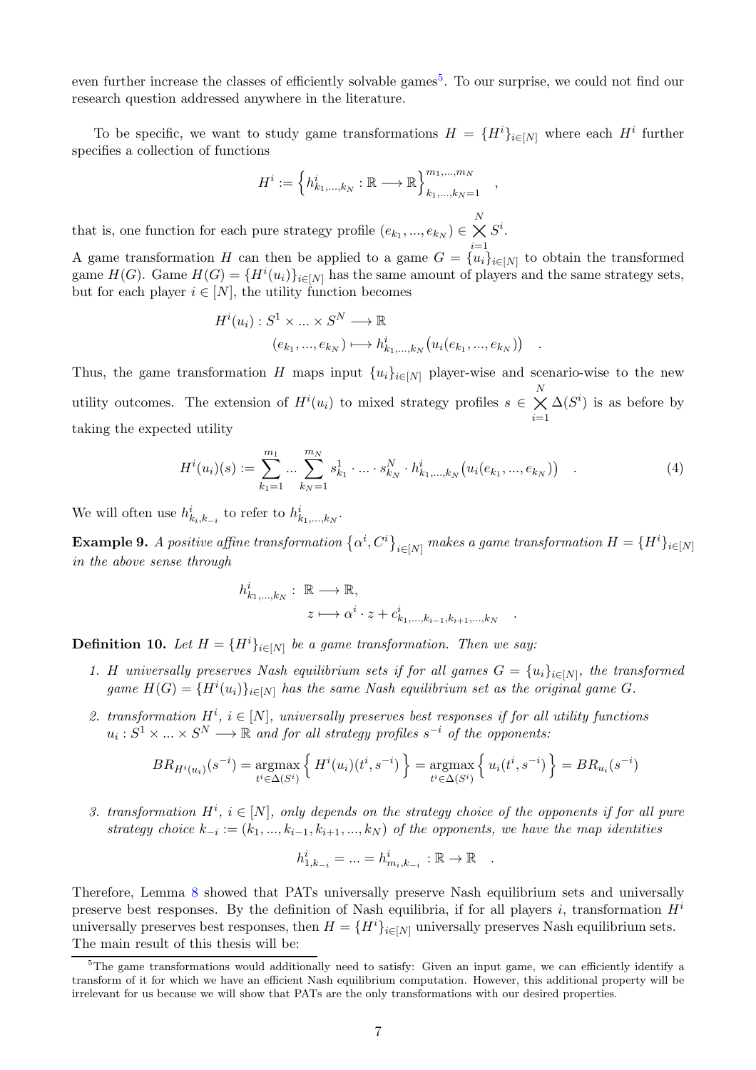even further increase the classes of efficiently solvable games[5]. To our surprise, we could not find our research question addressed anywhere in the literature.

To be specific, we want to study game transformations $H = \{H^i\}_{i\in[N]}$ where each $H^i$ further specifies a collection of functions

$$H^i := \left\{ h^i_{k_1,\dots,k_N} : \mathbb{R} \longrightarrow \mathbb{R} \right\}_{k_1,\dots,k_N=1}^{m_1,\dots,m_N} \quad ,$$

that is, one function for each pure strategy profile $(e_{k_1}, \dots, e_{k_N}) \in \bigtimes_{i=1}^{N} S^i$.

A game transformation $H$ can then be applied to a game $G = \{u_i\}_{i\in[N]}$ to obtain the transformed game $H(G)$. Game $H(G) = \{H^i(u_i)\}_{i\in[N]}$ has the same amount of players and the same strategy sets, but for each player $i \in [N]$, the utility function becomes

$$\begin{aligned} H^i(u_i) : S^1 \times \dots \times S^N &\longrightarrow \mathbb{R} \\ (e_{k_1}, \dots, e_{k_N}) &\longmapsto h^i_{k_1,\dots,k_N}\big(u_i(e_{k_1}, \dots, e_{k_N})\big) \quad . \end{aligned}$$

Thus, the game transformation $H$ maps input $\{u_i\}_{i\in[N]}$ player-wise and scenario-wise to the new utility outcomes. The extension of $H^i(u_i)$ to mixed strategy profiles $s \in \bigtimes_{i=1}^{N} \Delta(S^i)$ is as before by taking the expected utility

$$H^i(u_i)(s) := \sum_{k_1=1}^{m_1} \dots \sum_{k_N=1}^{m_N} s^1_{k_1} \cdot \dots \cdot s^N_{k_N} \cdot h^i_{k_1,\dots,k_N}\big(u_i(e_{k_1}, \dots, e_{k_N})\big) \quad . \tag{4}$$

We will often use $h^i_{k_i,k_{-i}}$ to refer to $h^i_{k_1,\dots,k_N}$.

**Example 9.** *A positive affine transformation* $\{\alpha^i, C^i\}_{i\in[N]}$ *makes a game transformation* $H = \{H^i\}_{i\in[N]}$ *in the above sense through*

$$\begin{aligned} h^i_{k_1,\dots,k_N} :\ \mathbb{R} &\longrightarrow \mathbb{R}, \\ z &\longmapsto \alpha^i \cdot z + c^i_{k_1,\dots,k_{i-1},k_{i+1},\dots,k_N} \quad . \end{aligned}$$

**Definition 10.** *Let* $H = \{H^i\}_{i\in[N]}$ *be a game transformation. Then we say:*

1. *$H$ universally preserves Nash equilibrium sets if for all games $G = \{u_i\}_{i\in[N]}$, the transformed game $H(G) = \{H^i(u_i)\}_{i\in[N]}$ has the same Nash equilibrium set as the original game $G$.*
2. *transformation $H^i$, $i \in [N]$, universally preserves best responses if for all utility functions $u_i : S^1 \times \dots \times S^N \longrightarrow \mathbb{R}$ and for all strategy profiles $s^{-i}$ of the opponents:*

$$BR_{H^i(u_i)}(s^{-i}) = \operatorname*{argmax}_{t^i\in\Delta(S^i)} \left\{ H^i(u_i)(t^i, s^{-i}) \right\} = \operatorname*{argmax}_{t^i\in\Delta(S^i)} \left\{ u_i(t^i, s^{-i}) \right\} = BR_{u_i}(s^{-i})$$

3. *transformation $H^i$, $i \in [N]$, only depends on the strategy choice of the opponents if for all pure strategy choice $k_{-i} := (k_1, \dots, k_{i-1}, k_{i+1}, \dots, k_N)$ of the opponents, we have the map identities*

$$h^i_{1,k_{-i}} = \dots = h^i_{m_i,k_{-i}} : \mathbb{R} \to \mathbb{R} \quad .$$

Therefore, Lemma 8 showed that PATs universally preserve Nash equilibrium sets and universally preserve best responses. By the definition of Nash equilibria, if for all players $i$, transformation $H^i$ universally preserves best responses, then $H = \{H^i\}_{i\in[N]}$ universally preserves Nash equilibrium sets. The main result of this thesis will be:

---

[5] The game transformations would additionally need to satisfy: Given an input game, we can efficiently identify a transform of it for which we have an efficient Nash equilibrium computation. However, this additional property will be irrelevant for us because we will show that PATs are the only transformations with our desired properties.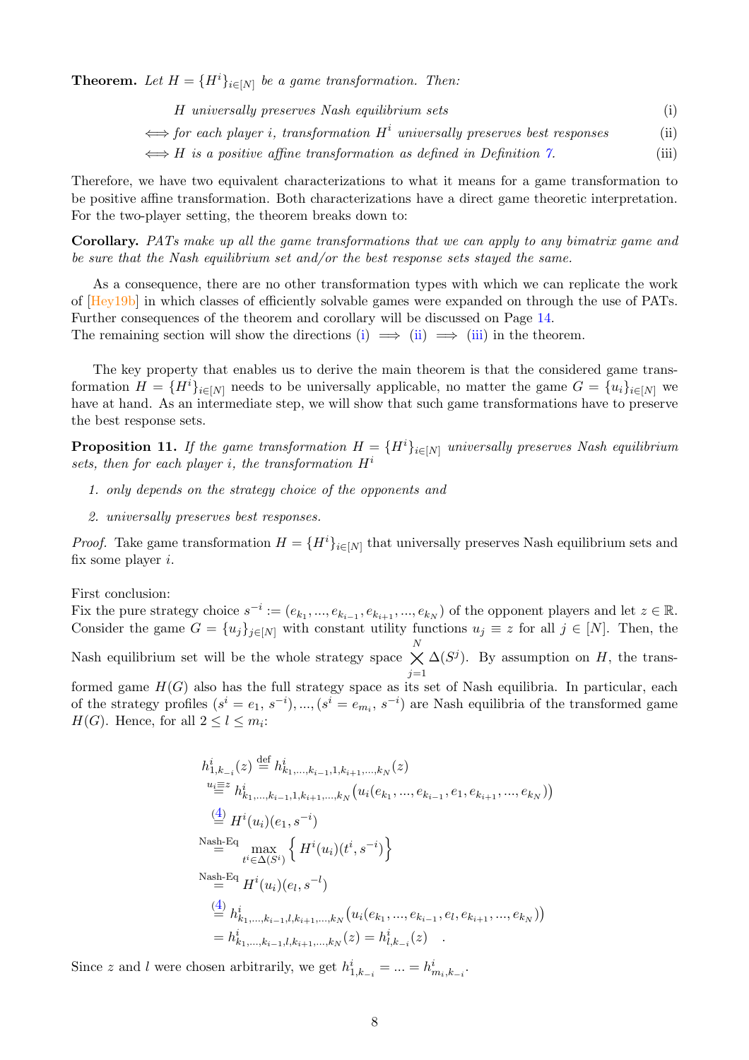**Theorem.** *Let $H = \{H^i\}_{i \in [N]}$ be a game transformation. Then:*

$$
\begin{aligned}
& H \text{ universally preserves Nash equilibrium sets} && \text{(i)}\\
\iff & \text{for each player } i\text{, transformation } H^i \text{ universally preserves best responses} && \text{(ii)}\\
\iff & H \text{ is a positive affine transformation as defined in Definition 7.} && \text{(iii)}
\end{aligned}
$$

Therefore, we have two equivalent characterizations to what it means for a game transformation to be positive affine transformation. Both characterizations have a direct game theoretic interpretation. For the two-player setting, the theorem breaks down to:

**Corollary.** *PATs make up all the game transformations that we can apply to any bimatrix game and be sure that the Nash equilibrium set and/or the best response sets stayed the same.*

As a consequence, there are no other transformation types with which we can replicate the work of [Hey19b] in which classes of efficiently solvable games were expanded on through the use of PATs. Further consequences of the theorem and corollary will be discussed on Page 14.
The remaining section will show the directions (i) $\implies$ (ii) $\implies$ (iii) in the theorem.

The key property that enables us to derive the main theorem is that the considered game transformation $H = \{H^i\}_{i \in [N]}$ needs to be universally applicable, no matter the game $G = \{u_i\}_{i \in [N]}$ we have at hand. As an intermediate step, we will show that such game transformations have to preserve the best response sets.

**Proposition 11.** *If the game transformation $H = \{H^i\}_{i \in [N]}$ universally preserves Nash equilibrium sets, then for each player $i$, the transformation $H^i$*

1. *only depends on the strategy choice of the opponents and*
2. *universally preserves best responses.*

*Proof.* Take game transformation $H = \{H^i\}_{i \in [N]}$ that universally preserves Nash equilibrium sets and fix some player $i$.

First conclusion:
Fix the pure strategy choice $s^{-i} := (e_{k_1}, ..., e_{k_{i-1}}, e_{k_{i+1}}, ..., e_{k_N})$ of the opponent players and let $z \in \mathbb{R}$. Consider the game $G = \{u_j\}_{j \in [N]}$ with constant utility functions $u_j \equiv z$ for all $j \in [N]$. Then, the Nash equilibrium set will be the whole strategy space $\bigtimes_{j=1}^{N} \Delta(S^j)$. By assumption on $H$, the transformed game $H(G)$ also has the full strategy space as its set of Nash equilibria. In particular, each of the strategy profiles $(s^i = e_1,\, s^{-i}), ..., (s^i = e_{m_i},\, s^{-i})$ are Nash equilibria of the transformed game $H(G)$. Hence, for all $2 \leq l \leq m_i$:

$$
\begin{aligned}
h^i_{1,k_{-i}}(z) &\overset{\text{def}}{=} h^i_{k_1,...,k_{i-1},1,k_{i+1},...,k_N}(z)\\
&\overset{u_i \equiv z}{=} h^i_{k_1,...,k_{i-1},1,k_{i+1},...,k_N}\big(u_i(e_{k_1}, ..., e_{k_{i-1}}, e_1, e_{k_{i+1}}, ..., e_{k_N})\big)\\
&\overset{(4)}{=} H^i(u_i)(e_1, s^{-i})\\
&\overset{\text{Nash-Eq}}{=} \max_{t^i \in \Delta(S^i)} \Big\{ H^i(u_i)(t^i, s^{-i}) \Big\}\\
&\overset{\text{Nash-Eq}}{=} H^i(u_i)(e_l, s^{-l})\\
&\overset{(4)}{=} h^i_{k_1,...,k_{i-1},l,k_{i+1},...,k_N}\big(u_i(e_{k_1}, ..., e_{k_{i-1}}, e_l, e_{k_{i+1}}, ..., e_{k_N})\big)\\
&= h^i_{k_1,...,k_{i-1},l,k_{i+1},...,k_N}(z) = h^i_{l,k_{-i}}(z) \quad .
\end{aligned}
$$

Since $z$ and $l$ were chosen arbitrarily, we get $h^i_{1,k_{-i}} = ... = h^i_{m_i,k_{-i}}$.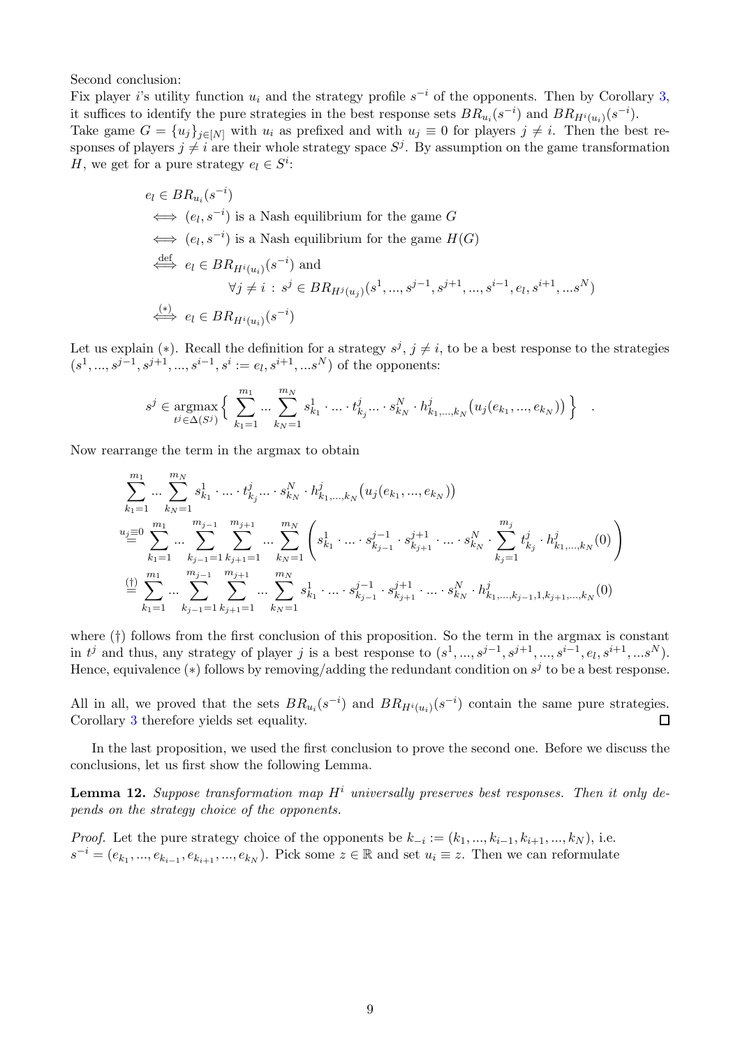Second conclusion:
Fix player $i$'s utility function $u_i$ and the strategy profile $s^{-i}$ of the opponents. Then by Corollary 3, it suffices to identify the pure strategies in the best response sets $BR_{u_i}(s^{-i})$ and $BR_{H^i(u_i)}(s^{-i})$.
Take game $G = \{u_j\}_{j\in[N]}$ with $u_i$ as prefixed and with $u_j \equiv 0$ for players $j \neq i$. Then the best responses of players $j \neq i$ are their whole strategy space $S^j$. By assumption on the game transformation $H$, we get for a pure strategy $e_l \in S^i$:

$$
\begin{aligned}
& e_l \in BR_{u_i}(s^{-i}) \\
& \iff (e_l, s^{-i}) \text{ is a Nash equilibrium for the game } G \\
& \iff (e_l, s^{-i}) \text{ is a Nash equilibrium for the game } H(G) \\
& \overset{\text{def}}{\iff} e_l \in BR_{H^i(u_i)}(s^{-i}) \text{ and} \\
& \qquad\qquad \forall j \neq i \,:\, s^j \in BR_{H^j(u_j)}(s^1, ..., s^{j-1}, s^{j+1}, ..., s^{i-1}, e_l, s^{i+1}, ... s^N) \\
& \overset{(*)}{\iff} e_l \in BR_{H^i(u_i)}(s^{-i})
\end{aligned}
$$

Let us explain $(*)$. Recall the definition for a strategy $s^j$, $j \neq i$, to be a best response to the strategies $(s^1, ..., s^{j-1}, s^{j+1}, ..., s^{i-1}, s^i := e_l, s^{i+1}, ... s^N)$ of the opponents:

$$
s^j \in \underset{t^j \in \Delta(S^j)}{\operatorname{argmax}} \Big\{ \sum_{k_1=1}^{m_1} ... \sum_{k_N=1}^{m_N} s^1_{k_1} \cdot ... \cdot t^j_{k_j} ... \cdot s^N_{k_N} \cdot h^j_{k_1,...,k_N}\big(u_j(e_{k_1}, ..., e_{k_N})\big) \Big\} \quad .
$$

Now rearrange the term in the argmax to obtain

$$
\begin{aligned}
& \sum_{k_1=1}^{m_1} ... \sum_{k_N=1}^{m_N} s^1_{k_1} \cdot ... \cdot t^j_{k_j} \cdot ... \cdot s^N_{k_N} \cdot h^j_{k_1,...,k_N}\big(u_j(e_{k_1}, ..., e_{k_N})\big) \\
& \overset{u_j \equiv 0}{=} \sum_{k_1=1}^{m_1} ... \sum_{k_{j-1}=1}^{m_{j-1}} \sum_{k_{j+1}=1}^{m_{j+1}} ... \sum_{k_N=1}^{m_N} \left( s^1_{k_1} \cdot ... \cdot s^{j-1}_{k_{j-1}} \cdot s^{j+1}_{k_{j+1}} \cdot ... \cdot s^N_{k_N} \cdot \sum_{k_j=1}^{m_j} t^j_{k_j} \cdot h^j_{k_1,...,k_N}(0) \right) \\
& \overset{(\dagger)}{=} \sum_{k_1=1}^{m_1} ... \sum_{k_{j-1}=1}^{m_{j-1}} \sum_{k_{j+1}=1}^{m_{j+1}} ... \sum_{k_N=1}^{m_N} s^1_{k_1} \cdot ... \cdot s^{j-1}_{k_{j-1}} \cdot s^{j+1}_{k_{j+1}} \cdot ... \cdot s^N_{k_N} \cdot h^j_{k_1,...,k_{j-1},1,k_{j+1},...,k_N}(0)
\end{aligned}
$$

where $(\dagger)$ follows from the first conclusion of this proposition. So the term in the argmax is constant in $t^j$ and thus, any strategy of player $j$ is a best response to $(s^1, ..., s^{j-1}, s^{j+1}, ..., s^{i-1}, e_l, s^{i+1}, ... s^N)$. Hence, equivalence $(*)$ follows by removing/adding the redundant condition on $s^j$ to be a best response.

All in all, we proved that the sets $BR_{u_i}(s^{-i})$ and $BR_{H^i(u_i)}(s^{-i})$ contain the same pure strategies. Corollary 3 therefore yields set equality. $\square$

In the last proposition, we used the first conclusion to prove the second one. Before we discuss the conclusions, let us first show the following Lemma.

**Lemma 12.** *Suppose transformation map $H^i$ universally preserves best responses. Then it only depends on the strategy choice of the opponents.*

*Proof.* Let the pure strategy choice of the opponents be $k_{-i} := (k_1, ..., k_{i-1}, k_{i+1}, ..., k_N)$, i.e. $s^{-i} = (e_{k_1}, ..., e_{k_{i-1}}, e_{k_{i+1}}, ..., e_{k_N})$. Pick some $z \in \mathbb{R}$ and set $u_i \equiv z$. Then we can reformulate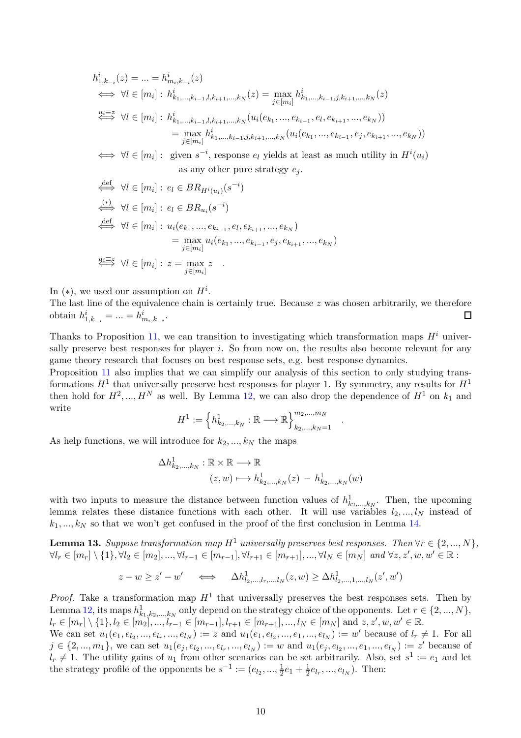$$
\begin{aligned}
& h^i_{1,k_{-i}}(z) = ... = h^i_{m_i,k_{-i}}(z) \\
\iff & \forall l \in [m_i] : h^i_{k_1,...,k_{i-1},l,k_{i+1},...,k_N}(z) = \max_{j \in [m_i]} h^i_{k_1,...,k_{i-1},j,k_{i+1},...,k_N}(z) \\
\overset{u_i \equiv z}{\iff} & \forall l \in [m_i] : h^i_{k_1,...,k_{i-1},l,k_{i+1},...,k_N}(u_i(e_{k_1},...,e_{k_{i-1}},e_l,e_{k_{i+1}},...,e_{k_N})) \\
& \qquad = \max_{j \in [m_i]} h^i_{k_1,...,k_{i-1},j,k_{i+1},...,k_N}(u_i(e_{k_1},...,e_{k_{i-1}},e_j,e_{k_{i+1}},...,e_{k_N})) \\
\iff & \forall l \in [m_i] : \text{ given } s^{-i}\text{, response } e_l \text{ yields at least as much utility in } H^i(u_i) \\
& \qquad \text{as any other pure strategy } e_j. \\
\overset{\text{def}}{\iff} & \forall l \in [m_i] : e_l \in BR_{H^i(u_i)}(s^{-i}) \\
\overset{(*)}{\iff} & \forall l \in [m_i] : e_l \in BR_{u_i}(s^{-i}) \\
\overset{\text{def}}{\iff} & \forall l \in [m_i] : u_i(e_{k_1},...,e_{k_{i-1}},e_l,e_{k_{i+1}},...,e_{k_N}) \\
& \qquad = \max_{j \in [m_i]} u_i(e_{k_1},...,e_{k_{i-1}},e_j,e_{k_{i+1}},...,e_{k_N}) \\
\overset{u_i \equiv z}{\iff} & \forall l \in [m_i] : z = \max_{j \in [m_i]} z \quad .
\end{aligned}
$$

In $(*)$, we used our assumption on $H^i$.
The last line of the equivalence chain is certainly true. Because $z$ was chosen arbitrarily, we therefore obtain $h^i_{1,k_{-i}} = ... = h^i_{m_i,k_{-i}}$. □

Thanks to Proposition 11, we can transition to investigating which transformation maps $H^i$ universally preserve best responses for player $i$. So from now on, the results also become relevant for any game theory research that focuses on best response sets, e.g. best response dynamics.
Proposition 11 also implies that we can simplify our analysis of this section to only studying transformations $H^1$ that universally preserve best responses for player 1. By symmetry, any results for $H^1$ then hold for $H^2, ..., H^N$ as well. By Lemma 12, we can also drop the dependence of $H^1$ on $k_1$ and write

$$
H^1 := \left\{ h^1_{k_2,...,k_N} : \mathbb{R} \longrightarrow \mathbb{R} \right\}_{k_2,...,k_N=1}^{m_2,...,m_N} \quad .
$$

As help functions, we will introduce for $k_2, ..., k_N$ the maps

$$
\begin{aligned}
\Delta h^1_{k_2,...,k_N} : \mathbb{R} \times \mathbb{R} &\longrightarrow \mathbb{R} \\
(z, w) &\longmapsto h^1_{k_2,...,k_N}(z) \,-\, h^1_{k_2,...,k_N}(w)
\end{aligned}
$$

with two inputs to measure the distance between function values of $h^1_{k_2,...,k_N}$. Then, the upcoming lemma relates these distance functions with each other. It will use variables $l_2, ..., l_N$ instead of $k_1, ..., k_N$ so that we won't get confused in the proof of the first conclusion in Lemma 14.

**Lemma 13.** *Suppose transformation map $H^1$ universally preserves best responses. Then $\forall r \in \{2, ..., N\}$, $\forall l_r \in [m_r] \setminus \{1\}, \forall l_2 \in [m_2], ..., \forall l_{r-1} \in [m_{r-1}], \forall l_{r+1} \in [m_{r+1}], ..., \forall l_N \in [m_N]$ and $\forall z, z', w, w' \in \mathbb{R}$ :*

$$
z - w \geq z' - w' \quad \iff \quad \Delta h^1_{l_2,...,l_r,...,l_N}(z, w) \geq \Delta h^1_{l_2,...,1,...,l_N}(z', w')
$$

*Proof.* Take a transformation map $H^1$ that universally preserves the best responses sets. Then by Lemma 12, its maps $h^1_{k_1,k_2,...,k_N}$ only depend on the strategy choice of the opponents. Let $r \in \{2, ..., N\}$, $l_r \in [m_r] \setminus \{1\}, l_2 \in [m_2], ..., l_{r-1} \in [m_{r-1}], l_{r+1} \in [m_{r+1}], ..., l_N \in [m_N]$ and $z, z', w, w' \in \mathbb{R}$.
We can set $u_1(e_1, e_{l_2}, ..., e_{l_r}, ..., e_{l_N}) := z$ and $u_1(e_1, e_{l_2}, ..., e_1, ..., e_{l_N}) := w'$ because of $l_r \neq 1$. For all $j \in \{2, ..., m_1\}$, we can set $u_1(e_j, e_{l_2}, ..., e_{l_r}, ..., e_{l_N}) := w$ and $u_1(e_j, e_{l_2}, ..., e_1, ..., e_{l_N}) := z'$ because of $l_r \neq 1$. The utility gains of $u_1$ from other scenarios can be set arbitrarily. Also, set $s^1 := e_1$ and let the strategy profile of the opponents be $s^{-1} := (e_{l_2}, ..., \frac{1}{2}e_1 + \frac{1}{2}e_{l_r}, ..., e_{l_N})$. Then: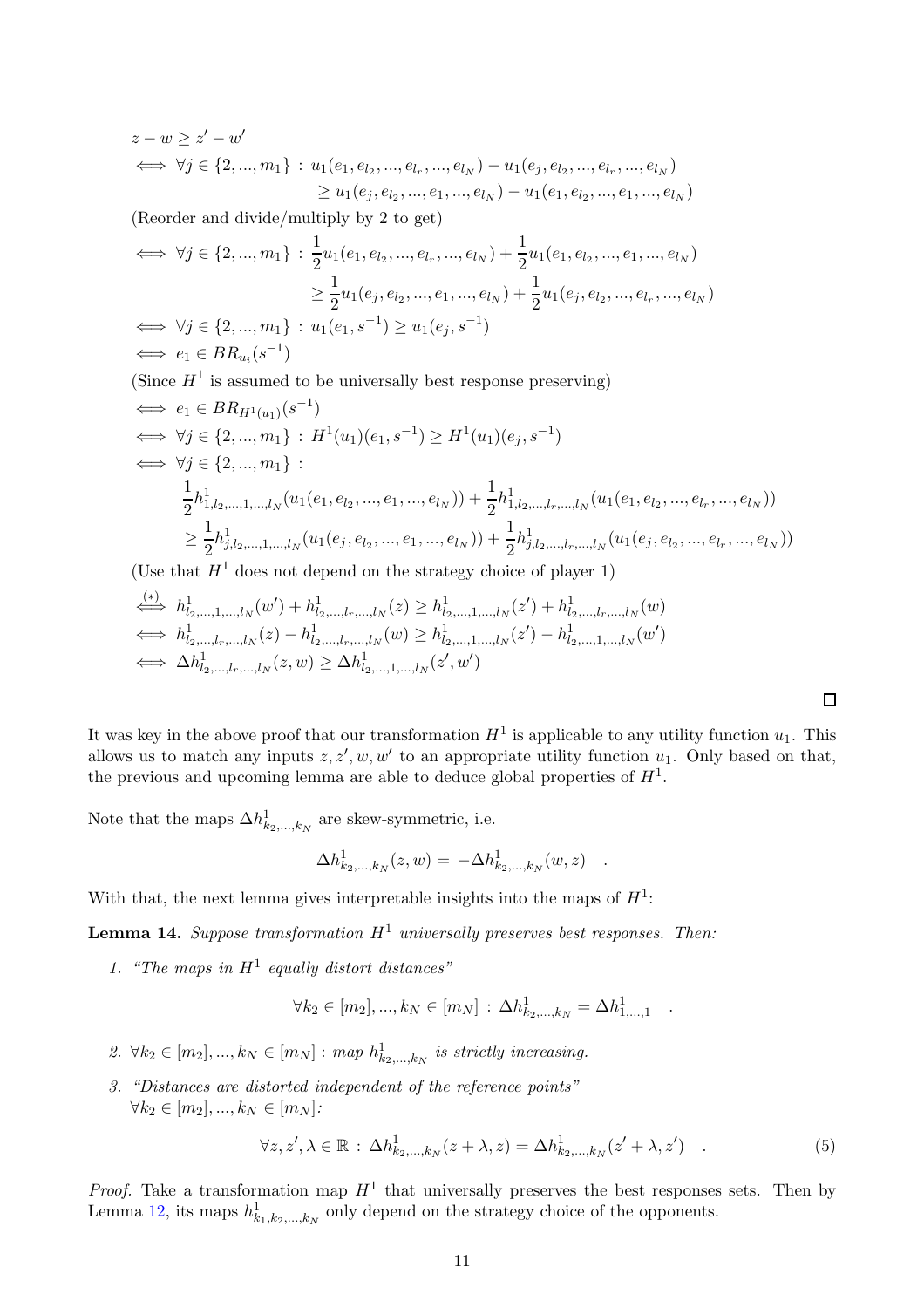$$
\begin{aligned}
& z - w \geq z' - w' \\
\iff & \forall j \in \{2, ..., m_1\} : u_1(e_1, e_{l_2}, ..., e_{l_r}, ..., e_{l_N}) - u_1(e_j, e_{l_2}, ..., e_{l_r}, ..., e_{l_N}) \\
& \qquad \geq u_1(e_j, e_{l_2}, ..., e_1, ..., e_{l_N}) - u_1(e_1, e_{l_2}, ..., e_1, ..., e_{l_N})
\end{aligned}
$$

(Reorder and divide/multiply by 2 to get)

$$
\begin{aligned}
\iff & \forall j \in \{2, ..., m_1\} : \frac{1}{2} u_1(e_1, e_{l_2}, ..., e_{l_r}, ..., e_{l_N}) + \frac{1}{2} u_1(e_1, e_{l_2}, ..., e_1, ..., e_{l_N}) \\
& \qquad \geq \frac{1}{2} u_1(e_j, e_{l_2}, ..., e_1, ..., e_{l_N}) + \frac{1}{2} u_1(e_j, e_{l_2}, ..., e_{l_r}, ..., e_{l_N}) \\
\iff & \forall j \in \{2, ..., m_1\} : u_1(e_1, s^{-1}) \geq u_1(e_j, s^{-1}) \\
\iff & e_1 \in BR_{u_i}(s^{-1})
\end{aligned}
$$

(Since $H^1$ is assumed to be universally best response preserving)

$$
\begin{aligned}
\iff & e_1 \in BR_{H^1(u_1)}(s^{-1}) \\
\iff & \forall j \in \{2, ..., m_1\} : H^1(u_1)(e_1, s^{-1}) \geq H^1(u_1)(e_j, s^{-1}) \\
\iff & \forall j \in \{2, ..., m_1\} : \\
& \frac{1}{2} h^1_{1,l_2,...,1,...,l_N}(u_1(e_1, e_{l_2}, ..., e_1, ..., e_{l_N})) + \frac{1}{2} h^1_{1,l_2,...,l_r,...,l_N}(u_1(e_1, e_{l_2}, ..., e_{l_r}, ..., e_{l_N})) \\
& \geq \frac{1}{2} h^1_{j,l_2,...,1,...,l_N}(u_1(e_j, e_{l_2}, ..., e_1, ..., e_{l_N})) + \frac{1}{2} h^1_{j,l_2,...,l_r,...,l_N}(u_1(e_j, e_{l_2}, ..., e_{l_r}, ..., e_{l_N}))
\end{aligned}
$$

(Use that $H^1$ does not depend on the strategy choice of player 1)

$$
\begin{aligned}
\overset{(*)}{\iff} & h^1_{l_2,...,1,...,l_N}(w') + h^1_{l_2,...,l_r,...,l_N}(z) \geq h^1_{l_2,...,1,...,l_N}(z') + h^1_{l_2,...,l_r,...,l_N}(w) \\
\iff & h^1_{l_2,...,l_r,...,l_N}(z) - h^1_{l_2,...,l_r,...,l_N}(w) \geq h^1_{l_2,...,1,...,l_N}(z') - h^1_{l_2,...,1,...,l_N}(w') \\
\iff & \Delta h^1_{l_2,...,l_r,...,l_N}(z, w) \geq \Delta h^1_{l_2,...,1,...,l_N}(z', w')
\end{aligned}
$$

□

It was key in the above proof that our transformation $H^1$ is applicable to any utility function $u_1$. This allows us to match any inputs $z, z', w, w'$ to an appropriate utility function $u_1$. Only based on that, the previous and upcoming lemma are able to deduce global properties of $H^1$.

Note that the maps $\Delta h^1_{k_2,...,k_N}$ are skew-symmetric, i.e.

$$
\Delta h^1_{k_2,...,k_N}(z, w) = -\Delta h^1_{k_2,...,k_N}(w, z) \quad .
$$

With that, the next lemma gives interpretable insights into the maps of $H^1$:

**Lemma 14.** *Suppose transformation $H^1$ universally preserves best responses. Then:*

1. *"The maps in $H^1$ equally distort distances"*

$$
\forall k_2 \in [m_2], ..., k_N \in [m_N] : \Delta h^1_{k_2,...,k_N} = \Delta h^1_{1,...,1} \quad .
$$

2. *$\forall k_2 \in [m_2], ..., k_N \in [m_N]$ : map $h^1_{k_2,...,k_N}$ is strictly increasing.*

3. *"Distances are distorted independent of the reference points"*
*$\forall k_2 \in [m_2], ..., k_N \in [m_N]$:*

$$
\forall z, z', \lambda \in \mathbb{R} : \Delta h^1_{k_2,...,k_N}(z + \lambda, z) = \Delta h^1_{k_2,...,k_N}(z' + \lambda, z') \quad . \tag{5}
$$

*Proof.* Take a transformation map $H^1$ that universally preserves the best responses sets. Then by Lemma 12, its maps $h^1_{k_1,k_2,...,k_N}$ only depend on the strategy choice of the opponents.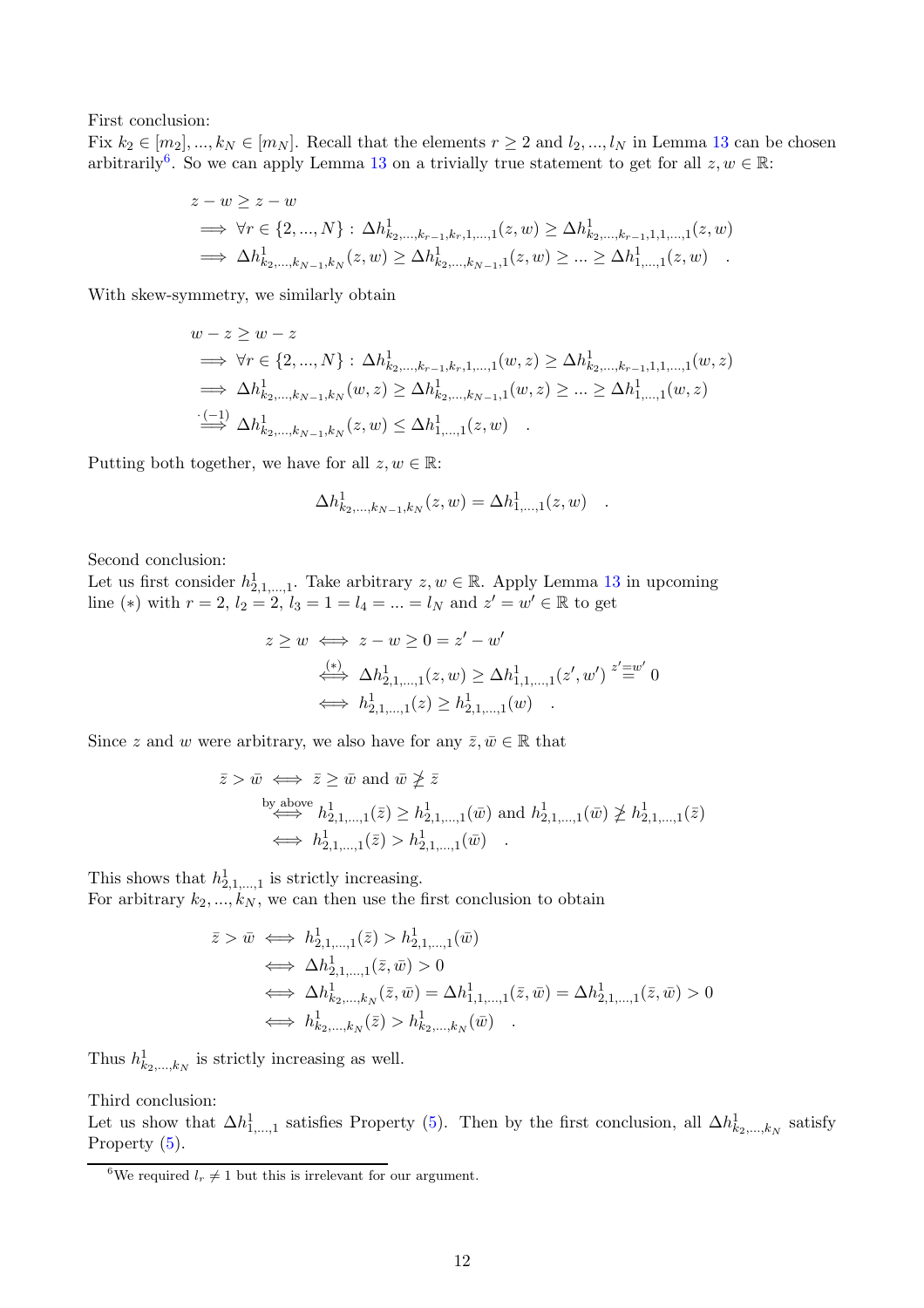First conclusion:
Fix $k_2 \in [m_2], ..., k_N \in [m_N]$. Recall that the elements $r \geq 2$ and $l_2, ..., l_N$ in Lemma 13 can be chosen arbitrarily[6]. So we can apply Lemma 13 on a trivially true statement to get for all $z, w \in \mathbb{R}$:

$$
\begin{aligned}
& z - w \geq z - w \\
& \implies \forall r \in \{2, ..., N\} : \Delta h^1_{k_2,...,k_{r-1},k_r,1,...,1}(z, w) \geq \Delta h^1_{k_2,...,k_{r-1},1,1,...,1}(z, w) \\
& \implies \Delta h^1_{k_2,...,k_{N-1},k_N}(z, w) \geq \Delta h^1_{k_2,...,k_{N-1},1}(z, w) \geq ... \geq \Delta h^1_{1,...,1}(z, w) \quad .
\end{aligned}
$$

With skew-symmetry, we similarly obtain

$$
\begin{aligned}
& w - z \geq w - z \\
& \implies \forall r \in \{2, ..., N\} : \Delta h^1_{k_2,...,k_{r-1},k_r,1,...,1}(w, z) \geq \Delta h^1_{k_2,...,k_{r-1},1,1,...,1}(w, z) \\
& \implies \Delta h^1_{k_2,...,k_{N-1},k_N}(w, z) \geq \Delta h^1_{k_2,...,k_{N-1},1}(w, z) \geq ... \geq \Delta h^1_{1,...,1}(w, z) \\
& \overset{\cdot(-1)}{\implies} \Delta h^1_{k_2,...,k_{N-1},k_N}(z, w) \leq \Delta h^1_{1,...,1}(z, w) \quad .
\end{aligned}
$$

Putting both together, we have for all $z, w \in \mathbb{R}$:

$$
\Delta h^1_{k_2,...,k_{N-1},k_N}(z, w) = \Delta h^1_{1,...,1}(z, w) \quad .
$$

Second conclusion:
Let us first consider $h^1_{2,1,...,1}$. Take arbitrary $z, w \in \mathbb{R}$. Apply Lemma 13 in upcoming line $(*)$ with $r = 2$, $l_2 = 2$, $l_3 = 1 = l_4 = ... = l_N$ and $z' = w' \in \mathbb{R}$ to get

$$
\begin{aligned}
z \geq w &\iff z - w \geq 0 = z' - w' \\
&\overset{(*)}{\iff} \Delta h^1_{2,1,...,1}(z, w) \geq \Delta h^1_{1,1,...,1}(z', w') \overset{z'=w'}{=} 0 \\
&\iff h^1_{2,1,...,1}(z) \geq h^1_{2,1,...,1}(w) \quad .
\end{aligned}
$$

Since $z$ and $w$ were arbitrary, we also have for any $\bar{z}, \bar{w} \in \mathbb{R}$ that

$$
\begin{aligned}
\bar{z} > \bar{w} &\iff \bar{z} \geq \bar{w} \text{ and } \bar{w} \ngeq \bar{z} \\
&\overset{\text{by above}}{\iff} h^1_{2,1,...,1}(\bar{z}) \geq h^1_{2,1,...,1}(\bar{w}) \text{ and } h^1_{2,1,...,1}(\bar{w}) \ngeq h^1_{2,1,...,1}(\bar{z}) \\
&\iff h^1_{2,1,...,1}(\bar{z}) > h^1_{2,1,...,1}(\bar{w}) \quad .
\end{aligned}
$$

This shows that $h^1_{2,1,...,1}$ is strictly increasing.
For arbitrary $k_2, ..., k_N$, we can then use the first conclusion to obtain

$$
\begin{aligned}
\bar{z} > \bar{w} &\iff h^1_{2,1,...,1}(\bar{z}) > h^1_{2,1,...,1}(\bar{w}) \\
&\iff \Delta h^1_{2,1,...,1}(\bar{z}, \bar{w}) > 0 \\
&\iff \Delta h^1_{k_2,...,k_N}(\bar{z}, \bar{w}) = \Delta h^1_{1,1,...,1}(\bar{z}, \bar{w}) = \Delta h^1_{2,1,...,1}(\bar{z}, \bar{w}) > 0 \\
&\iff h^1_{k_2,...,k_N}(\bar{z}) > h^1_{k_2,...,k_N}(\bar{w}) \quad .
\end{aligned}
$$

Thus $h^1_{k_2,...,k_N}$ is strictly increasing as well.

Third conclusion:
Let us show that $\Delta h^1_{1,...,1}$ satisfies Property (5). Then by the first conclusion, all $\Delta h^1_{k_2,...,k_N}$ satisfy Property (5).

---

[6] We required $l_r \neq 1$ but this is irrelevant for our argument.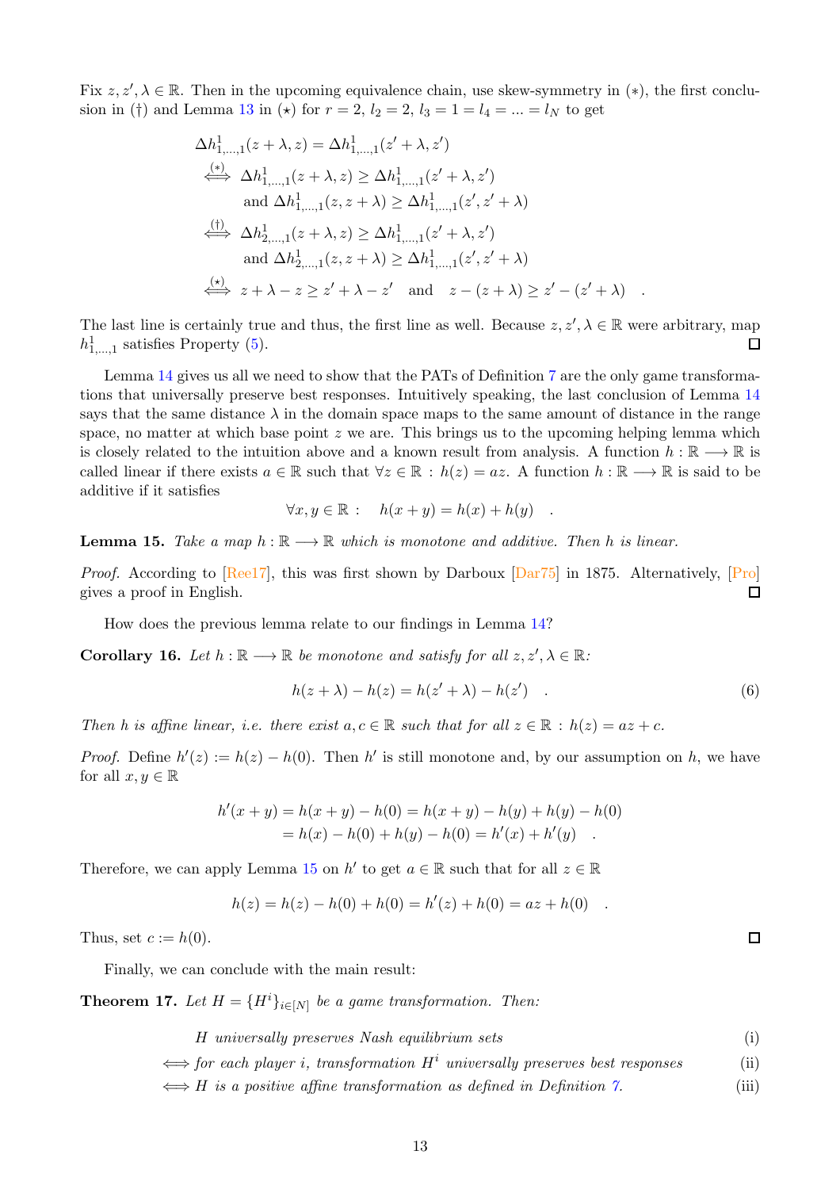Fix $z, z', \lambda \in \mathbb{R}$. Then in the upcoming equivalence chain, use skew-symmetry in $(*)$, the first conclusion in $(\dagger)$ and Lemma 13 in $(\star)$ for $r = 2$, $l_2 = 2$, $l_3 = 1 = l_4 = ... = l_N$ to get

$$
\begin{aligned}
&\Delta h^1_{1,\dots,1}(z + \lambda, z) = \Delta h^1_{1,\dots,1}(z' + \lambda, z') \\
\overset{(*)}{\iff} \; &\Delta h^1_{1,\dots,1}(z + \lambda, z) \geq \Delta h^1_{1,\dots,1}(z' + \lambda, z') \\
&\text{and } \Delta h^1_{1,\dots,1}(z, z + \lambda) \geq \Delta h^1_{1,\dots,1}(z', z' + \lambda) \\
\overset{(\dagger)}{\iff} \; &\Delta h^1_{2,\dots,1}(z + \lambda, z) \geq \Delta h^1_{1,\dots,1}(z' + \lambda, z') \\
&\text{and } \Delta h^1_{2,\dots,1}(z, z + \lambda) \geq \Delta h^1_{1,\dots,1}(z', z' + \lambda) \\
\overset{(\star)}{\iff} \; &z + \lambda - z \geq z' + \lambda - z' \quad \text{and} \quad z - (z + \lambda) \geq z' - (z' + \lambda) \quad .
\end{aligned}
$$

The last line is certainly true and thus, the first line as well. Because $z, z', \lambda \in \mathbb{R}$ were arbitrary, map $h^1_{1,\dots,1}$ satisfies Property (5). ☐

Lemma 14 gives us all we need to show that the PATs of Definition 7 are the only game transformations that universally preserve best responses. Intuitively speaking, the last conclusion of Lemma 14 says that the same distance $\lambda$ in the domain space maps to the same amount of distance in the range space, no matter at which base point $z$ we are. This brings us to the upcoming helping lemma which is closely related to the intuition above and a known result from analysis. A function $h : \mathbb{R} \longrightarrow \mathbb{R}$ is called linear if there exists $a \in \mathbb{R}$ such that $\forall z \in \mathbb{R} : h(z) = az$. A function $h : \mathbb{R} \longrightarrow \mathbb{R}$ is said to be additive if it satisfies

$$\forall x, y \in \mathbb{R} : \quad h(x + y) = h(x) + h(y) \quad .$$

**Lemma 15.** *Take a map $h : \mathbb{R} \longrightarrow \mathbb{R}$ which is monotone and additive. Then $h$ is linear.*

*Proof.* According to [Ree17], this was first shown by Darboux [Dar75] in 1875. Alternatively, [Pro] gives a proof in English. ☐

How does the previous lemma relate to our findings in Lemma 14?

**Corollary 16.** *Let $h : \mathbb{R} \longrightarrow \mathbb{R}$ be monotone and satisfy for all $z, z', \lambda \in \mathbb{R}$:*

$$h(z + \lambda) - h(z) = h(z' + \lambda) - h(z') \quad . \tag{6}$$

*Then $h$ is affine linear, i.e. there exist $a, c \in \mathbb{R}$ such that for all $z \in \mathbb{R} : h(z) = az + c$.*

*Proof.* Define $h'(z) := h(z) - h(0)$. Then $h'$ is still monotone and, by our assumption on $h$, we have for all $x, y \in \mathbb{R}$

$$
\begin{aligned}
h'(x + y) &= h(x + y) - h(0) = h(x + y) - h(y) + h(y) - h(0) \\
&= h(x) - h(0) + h(y) - h(0) = h'(x) + h'(y) \quad .
\end{aligned}
$$

Therefore, we can apply Lemma 15 on $h'$ to get $a \in \mathbb{R}$ such that for all $z \in \mathbb{R}$

$$h(z) = h(z) - h(0) + h(0) = h'(z) + h(0) = az + h(0) \quad .$$

Thus, set $c := h(0)$. ☐

Finally, we can conclude with the main result:

**Theorem 17.** *Let $H = \{H^i\}_{i \in [N]}$ be a game transformation. Then:*

$$
\begin{aligned}
&\textit{H universally preserves Nash equilibrium sets} && \text{(i)} \\
\iff &\textit{for each player } i\textit{, transformation } H^i \textit{ universally preserves best responses} && \text{(ii)} \\
\iff &\textit{H is a positive affine transformation as defined in Definition 7.} && \text{(iii)}
\end{aligned}
$$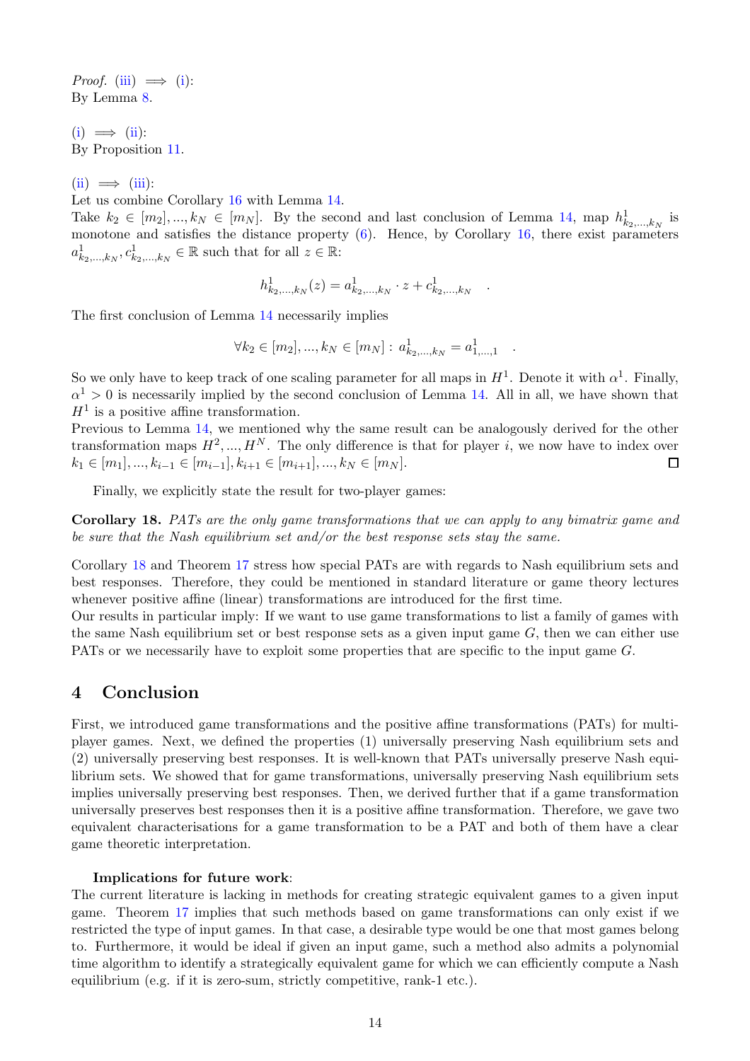*Proof.* (iii) $\implies$ (i):
By Lemma 8.

(i) $\implies$ (ii):
By Proposition 11.

(ii) $\implies$ (iii):
Let us combine Corollary 16 with Lemma 14.
Take $k_2 \in [m_2], ..., k_N \in [m_N]$. By the second and last conclusion of Lemma 14, map $h^1_{k_2,...,k_N}$ is monotone and satisfies the distance property (6). Hence, by Corollary 16, there exist parameters $a^1_{k_2,...,k_N}, c^1_{k_2,...,k_N} \in \mathbb{R}$ such that for all $z \in \mathbb{R}$:

$$h^1_{k_2,...,k_N}(z) = a^1_{k_2,...,k_N} \cdot z + c^1_{k_2,...,k_N} \quad .$$

The first conclusion of Lemma 14 necessarily implies

$$\forall k_2 \in [m_2], ..., k_N \in [m_N] : a^1_{k_2,...,k_N} = a^1_{1,...,1} \quad .$$

So we only have to keep track of one scaling parameter for all maps in $H^1$. Denote it with $\alpha^1$. Finally, $\alpha^1 > 0$ is necessarily implied by the second conclusion of Lemma 14. All in all, we have shown that $H^1$ is a positive affine transformation.
Previous to Lemma 14, we mentioned why the same result can be analogously derived for the other transformation maps $H^2, ..., H^N$. The only difference is that for player $i$, we now have to index over $k_1 \in [m_1], ..., k_{i-1} \in [m_{i-1}], k_{i+1} \in [m_{i+1}], ..., k_N \in [m_N]$. □

Finally, we explicitly state the result for two-player games:

**Corollary 18.** *PATs are the only game transformations that we can apply to any bimatrix game and be sure that the Nash equilibrium set and/or the best response sets stay the same.*

Corollary 18 and Theorem 17 stress how special PATs are with regards to Nash equilibrium sets and best responses. Therefore, they could be mentioned in standard literature or game theory lectures whenever positive affine (linear) transformations are introduced for the first time.
Our results in particular imply: If we want to use game transformations to list a family of games with the same Nash equilibrium set or best response sets as a given input game $G$, then we can either use PATs or we necessarily have to exploit some properties that are specific to the input game $G$.

## 4 Conclusion

First, we introduced game transformations and the positive affine transformations (PATs) for multi-player games. Next, we defined the properties (1) universally preserving Nash equilibrium sets and (2) universally preserving best responses. It is well-known that PATs universally preserve Nash equilibrium sets. We showed that for game transformations, universally preserving Nash equilibrium sets implies universally preserving best responses. Then, we derived further that if a game transformation universally preserves best responses then it is a positive affine transformation. Therefore, we gave two equivalent characterisations for a game transformation to be a PAT and both of them have a clear game theoretic interpretation.

**Implications for future work**:
The current literature is lacking in methods for creating strategic equivalent games to a given input game. Theorem 17 implies that such methods based on game transformations can only exist if we restricted the type of input games. In that case, a desirable type would be one that most games belong to. Furthermore, it would be ideal if given an input game, such a method also admits a polynomial time algorithm to identify a strategically equivalent game for which we can efficiently compute a Nash equilibrium (e.g. if it is zero-sum, strictly competitive, rank-1 etc.).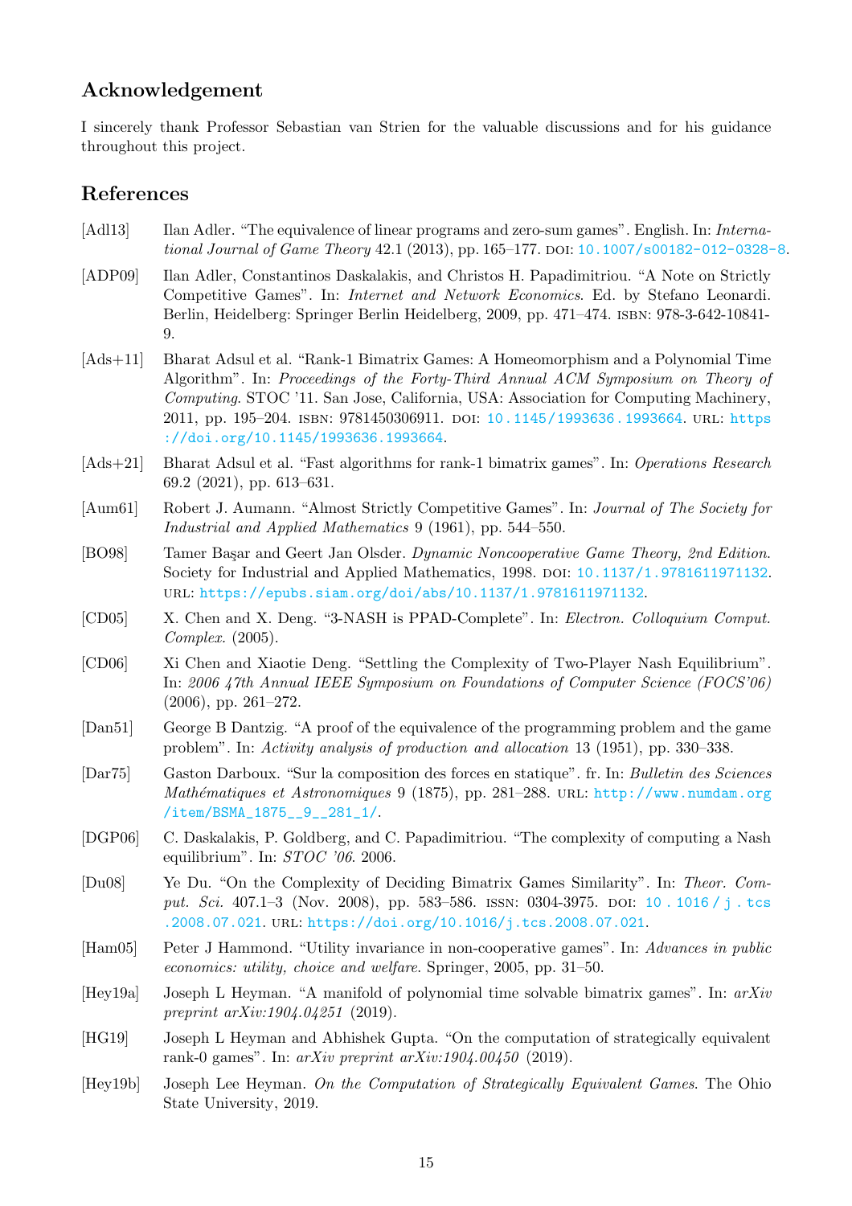## Acknowledgement

I sincerely thank Professor Sebastian van Strien for the valuable discussions and for his guidance throughout this project.

## References

[Adl13] Ilan Adler. "The equivalence of linear programs and zero-sum games". English. In: *International Journal of Game Theory* 42.1 (2013), pp. 165–177. doi: 10.1007/s00182-012-0328-8.

[ADP09] Ilan Adler, Constantinos Daskalakis, and Christos H. Papadimitriou. "A Note on Strictly Competitive Games". In: *Internet and Network Economics*. Ed. by Stefano Leonardi. Berlin, Heidelberg: Springer Berlin Heidelberg, 2009, pp. 471–474. isbn: 978-3-642-10841-9.

[Ads+11] Bharat Adsul et al. "Rank-1 Bimatrix Games: A Homeomorphism and a Polynomial Time Algorithm". In: *Proceedings of the Forty-Third Annual ACM Symposium on Theory of Computing*. STOC '11. San Jose, California, USA: Association for Computing Machinery, 2011, pp. 195–204. isbn: 9781450306911. doi: 10.1145/1993636.1993664. url: https://doi.org/10.1145/1993636.1993664.

[Ads+21] Bharat Adsul et al. "Fast algorithms for rank-1 bimatrix games". In: *Operations Research* 69.2 (2021), pp. 613–631.

[Aum61] Robert J. Aumann. "Almost Strictly Competitive Games". In: *Journal of The Society for Industrial and Applied Mathematics* 9 (1961), pp. 544–550.

[BO98] Tamer Başar and Geert Jan Olsder. *Dynamic Noncooperative Game Theory, 2nd Edition*. Society for Industrial and Applied Mathematics, 1998. doi: 10.1137/1.9781611971132. url: https://epubs.siam.org/doi/abs/10.1137/1.9781611971132.

[CD05] X. Chen and X. Deng. "3-NASH is PPAD-Complete". In: *Electron. Colloquium Comput. Complex.* (2005).

[CD06] Xi Chen and Xiaotie Deng. "Settling the Complexity of Two-Player Nash Equilibrium". In: *2006 47th Annual IEEE Symposium on Foundations of Computer Science (FOCS'06)* (2006), pp. 261–272.

[Dan51] George B Dantzig. "A proof of the equivalence of the programming problem and the game problem". In: *Activity analysis of production and allocation* 13 (1951), pp. 330–338.

[Dar75] Gaston Darboux. "Sur la composition des forces en statique". fr. In: *Bulletin des Sciences Mathématiques et Astronomiques* 9 (1875), pp. 281–288. url: http://www.numdam.org/item/BSMA_1875__9__281_1/.

[DGP06] C. Daskalakis, P. Goldberg, and C. Papadimitriou. "The complexity of computing a Nash equilibrium". In: *STOC '06*. 2006.

[Du08] Ye Du. "On the Complexity of Deciding Bimatrix Games Similarity". In: *Theor. Comput. Sci.* 407.1–3 (Nov. 2008), pp. 583–586. issn: 0304-3975. doi: 10.1016/j.tcs.2008.07.021. url: https://doi.org/10.1016/j.tcs.2008.07.021.

[Ham05] Peter J Hammond. "Utility invariance in non-cooperative games". In: *Advances in public economics: utility, choice and welfare*. Springer, 2005, pp. 31–50.

[Hey19a] Joseph L Heyman. "A manifold of polynomial time solvable bimatrix games". In: *arXiv preprint arXiv:1904.04251* (2019).

[HG19] Joseph L Heyman and Abhishek Gupta. "On the computation of strategically equivalent rank-0 games". In: *arXiv preprint arXiv:1904.00450* (2019).

[Hey19b] Joseph Lee Heyman. *On the Computation of Strategically Equivalent Games*. The Ohio State University, 2019.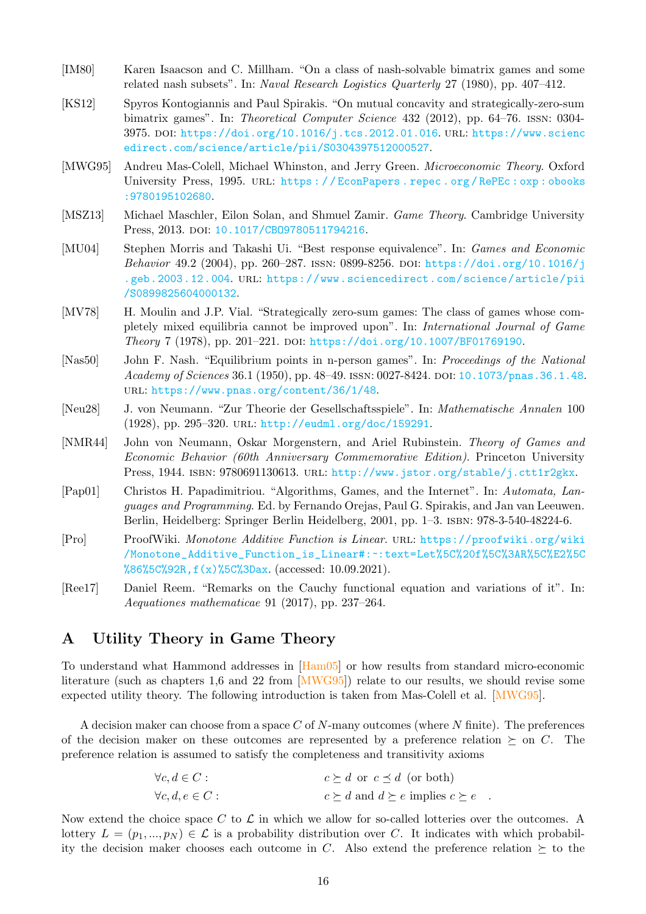[IM80] Karen Isaacson and C. Millham. "On a class of nash-solvable bimatrix games and some related nash subsets". In: *Naval Research Logistics Quarterly* 27 (1980), pp. 407–412.

[KS12] Spyros Kontogiannis and Paul Spirakis. "On mutual concavity and strategically-zero-sum bimatrix games". In: *Theoretical Computer Science* 432 (2012), pp. 64–76. ISSN: 0304-3975. DOI: https://doi.org/10.1016/j.tcs.2012.01.016. URL: https://www.sciencedirect.com/science/article/pii/S0304397512000527.

[MWG95] Andreu Mas-Colell, Michael Whinston, and Jerry Green. *Microeconomic Theory*. Oxford University Press, 1995. URL: https://EconPapers.repec.org/RePEc:oxp:obooks:9780195102680.

[MSZ13] Michael Maschler, Eilon Solan, and Shmuel Zamir. *Game Theory*. Cambridge University Press, 2013. DOI: 10.1017/CBO9780511794216.

[MU04] Stephen Morris and Takashi Ui. "Best response equivalence". In: *Games and Economic Behavior* 49.2 (2004), pp. 260–287. ISSN: 0899-8256. DOI: https://doi.org/10.1016/j.geb.2003.12.004. URL: https://www.sciencedirect.com/science/article/pii/S0899825604000132.

[MV78] H. Moulin and J.P. Vial. "Strategically zero-sum games: The class of games whose completely mixed equilibria cannot be improved upon". In: *International Journal of Game Theory* 7 (1978), pp. 201–221. DOI: https://doi.org/10.1007/BF01769190.

[Nas50] John F. Nash. "Equilibrium points in n-person games". In: *Proceedings of the National Academy of Sciences* 36.1 (1950), pp. 48–49. ISSN: 0027-8424. DOI: 10.1073/pnas.36.1.48. URL: https://www.pnas.org/content/36/1/48.

[Neu28] J. von Neumann. "Zur Theorie der Gesellschaftsspiele". In: *Mathematische Annalen* 100 (1928), pp. 295–320. URL: http://eudml.org/doc/159291.

[NMR44] John von Neumann, Oskar Morgenstern, and Ariel Rubinstein. *Theory of Games and Economic Behavior (60th Anniversary Commemorative Edition)*. Princeton University Press, 1944. ISBN: 9780691130613. URL: http://www.jstor.org/stable/j.ctt1r2gkx.

[Pap01] Christos H. Papadimitriou. "Algorithms, Games, and the Internet". In: *Automata, Languages and Programming*. Ed. by Fernando Orejas, Paul G. Spirakis, and Jan van Leeuwen. Berlin, Heidelberg: Springer Berlin Heidelberg, 2001, pp. 1–3. ISBN: 978-3-540-48224-6.

[Pro] ProofWiki. *Monotone Additive Function is Linear*. URL: https://proofwiki.org/wiki/Monotone_Additive_Function_is_Linear#:~:text=Let%5C%20f%5C%3AR%5C%E2%5C%86%5C%92R,f(x)%5C%3Dax. (accessed: 10.09.2021).

[Ree17] Daniel Reem. "Remarks on the Cauchy functional equation and variations of it". In: *Aequationes mathematicae* 91 (2017), pp. 237–264.

## A Utility Theory in Game Theory

To understand what Hammond addresses in [Ham05] or how results from standard micro-economic literature (such as chapters 1,6 and 22 from [MWG95]) relate to our results, we should revise some expected utility theory. The following introduction is taken from Mas-Colell et al. [MWG95].

A decision maker can choose from a space $C$ of $N$-many outcomes (where $N$ finite). The preferences of the decision maker on these outcomes are represented by a preference relation $\succeq$ on $C$. The preference relation is assumed to satisfy the completeness and transitivity axioms

$$\forall c, d \in C: \quad c \succeq d \text{ or } c \preceq d \text{ (or both)}$$
$$\forall c, d, e \in C: \quad c \succeq d \text{ and } d \succeq e \text{ implies } c \succeq e \quad .$$

Now extend the choice space $C$ to $\mathcal{L}$ in which we allow for so-called lotteries over the outcomes. A lottery $L = (p_1, ..., p_N) \in \mathcal{L}$ is a probability distribution over $C$. It indicates with which probability the decision maker chooses each outcome in $C$. Also extend the preference relation $\succeq$ to the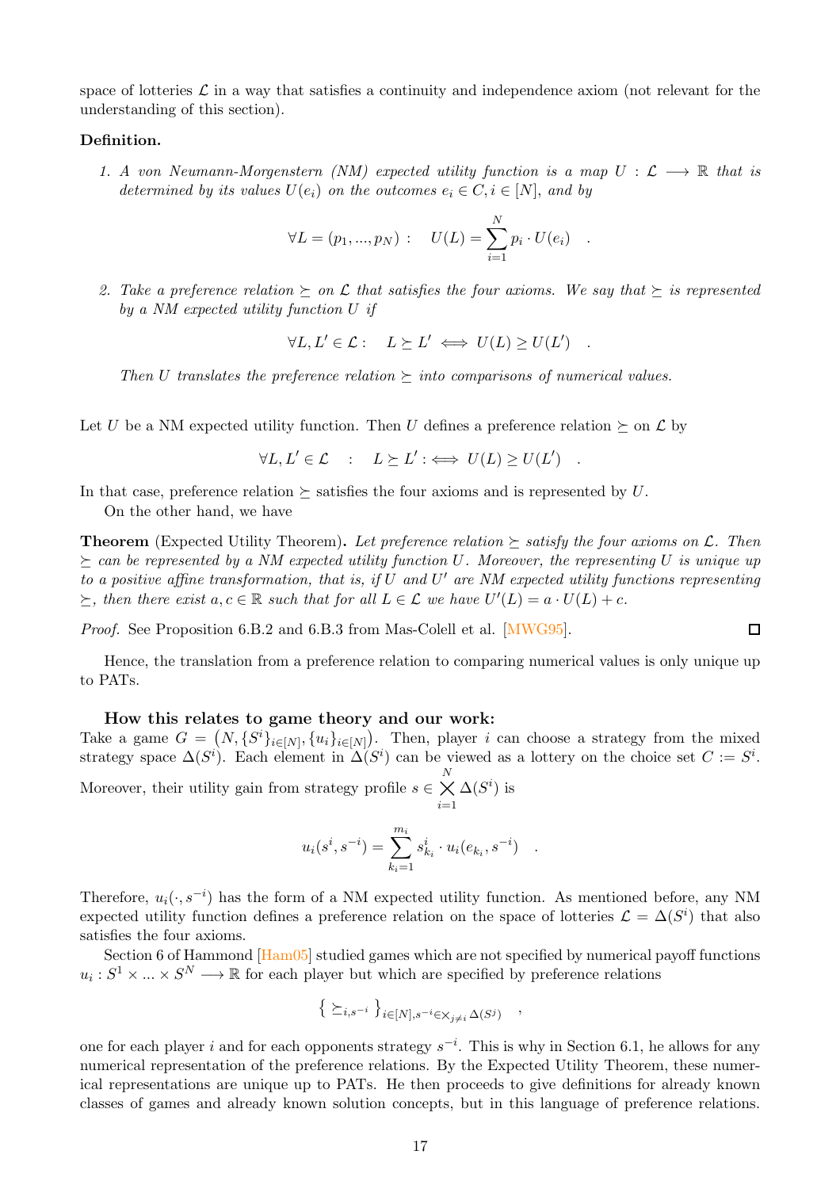space of lotteries $\mathcal{L}$ in a way that satisfies a continuity and independence axiom (not relevant for the understanding of this section).

**Definition.**

1. *A von Neumann-Morgenstern (NM) expected utility function is a map $U : \mathcal{L} \longrightarrow \mathbb{R}$ that is determined by its values $U(e_i)$ on the outcomes $e_i \in C, i \in [N]$, and by*

$$\forall L = (p_1, ..., p_N) : \quad U(L) = \sum_{i=1}^{N} p_i \cdot U(e_i) \quad .$$

2. *Take a preference relation $\succeq$ on $\mathcal{L}$ that satisfies the four axioms. We say that $\succeq$ is represented by a NM expected utility function $U$ if*

$$\forall L, L' \in \mathcal{L} : \quad L \succeq L' \iff U(L) \geq U(L') \quad .$$

*Then $U$ translates the preference relation $\succeq$ into comparisons of numerical values.*

Let $U$ be a NM expected utility function. Then $U$ defines a preference relation $\succeq$ on $\mathcal{L}$ by

$$\forall L, L' \in \mathcal{L} \quad : \quad L \succeq L' :\iff U(L) \geq U(L') \quad .$$

In that case, preference relation $\succeq$ satisfies the four axioms and is represented by $U$.

On the other hand, we have

**Theorem** (Expected Utility Theorem)**.** *Let preference relation $\succeq$ satisfy the four axioms on $\mathcal{L}$. Then $\succeq$ can be represented by a NM expected utility function $U$. Moreover, the representing $U$ is unique up to a positive affine transformation, that is, if $U$ and $U'$ are NM expected utility functions representing $\succeq$, then there exist $a, c \in \mathbb{R}$ such that for all $L \in \mathcal{L}$ we have $U'(L) = a \cdot U(L) + c$.*

*Proof.* See Proposition 6.B.2 and 6.B.3 from Mas-Colell et al. [MWG95]. □

Hence, the translation from a preference relation to comparing numerical values is only unique up to PATs.

### How this relates to game theory and our work:

Take a game $G = \big(N, \{S^i\}_{i\in[N]}, \{u_i\}_{i\in[N]}\big)$. Then, player $i$ can choose a strategy from the mixed strategy space $\Delta(S^i)$. Each element in $\Delta(S^i)$ can be viewed as a lottery on the choice set $C := S^i$. Moreover, their utility gain from strategy profile $s \in \bigtimes_{i=1}^{N} \Delta(S^i)$ is

$$u_i(s^i, s^{-i}) = \sum_{k_i=1}^{m_i} s^i_{k_i} \cdot u_i(e_{k_i}, s^{-i}) \quad .$$

Therefore, $u_i(\cdot, s^{-i})$ has the form of a NM expected utility function. As mentioned before, any NM expected utility function defines a preference relation on the space of lotteries $\mathcal{L} = \Delta(S^i)$ that also satisfies the four axioms.

Section 6 of Hammond [Ham05] studied games which are not specified by numerical payoff functions $u_i : S^1 \times ... \times S^N \longrightarrow \mathbb{R}$ for each player but which are specified by preference relations

$$\big\{ \succeq_{i,s^{-i}} \big\}_{i\in[N], s^{-i} \in \times_{j\neq i} \Delta(S^j)} \quad ,$$

one for each player $i$ and for each opponents strategy $s^{-i}$. This is why in Section 6.1, he allows for any numerical representation of the preference relations. By the Expected Utility Theorem, these numerical representations are unique up to PATs. He then proceeds to give definitions for already known classes of games and already known solution concepts, but in this language of preference relations.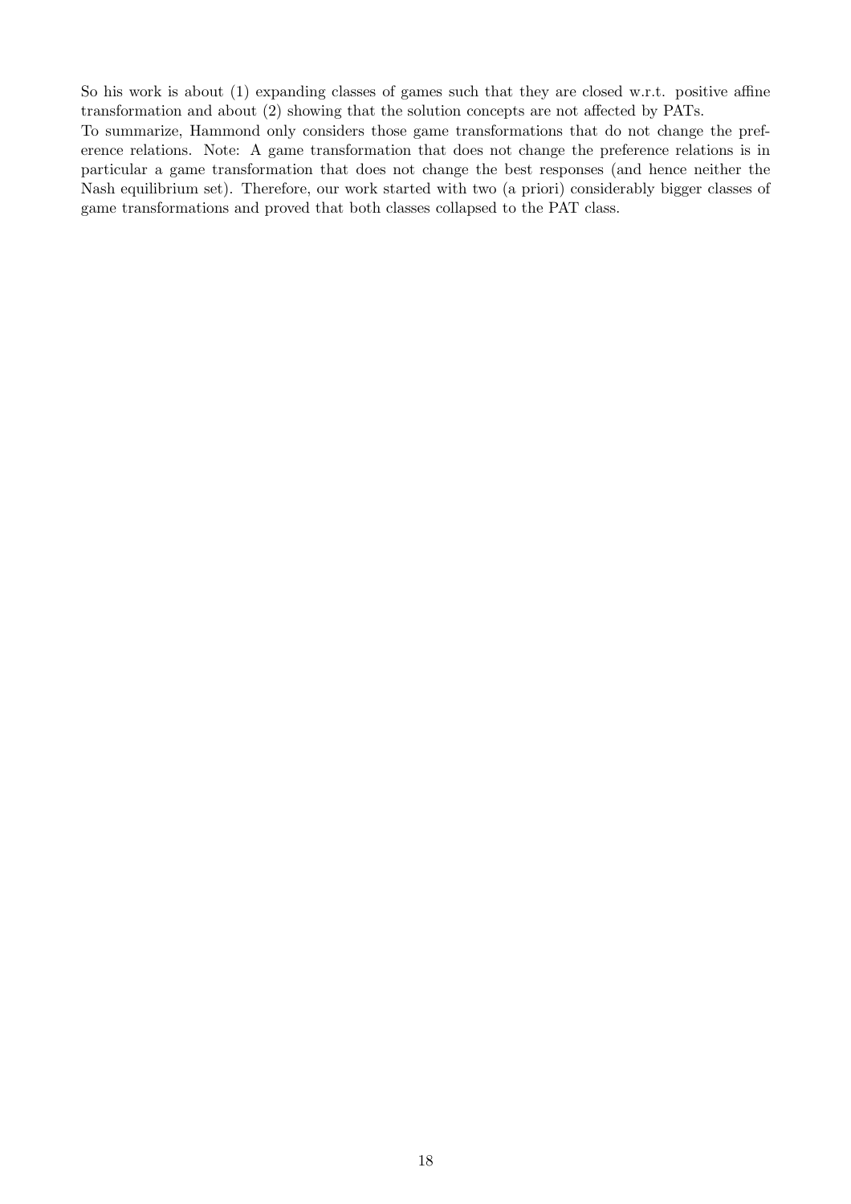So his work is about (1) expanding classes of games such that they are closed w.r.t. positive affine transformation and about (2) showing that the solution concepts are not affected by PATs.

To summarize, Hammond only considers those game transformations that do not change the preference relations. Note: A game transformation that does not change the preference relations is in particular a game transformation that does not change the best responses (and hence neither the Nash equilibrium set). Therefore, our work started with two (a priori) considerably bigger classes of game transformations and proved that both classes collapsed to the PAT class.